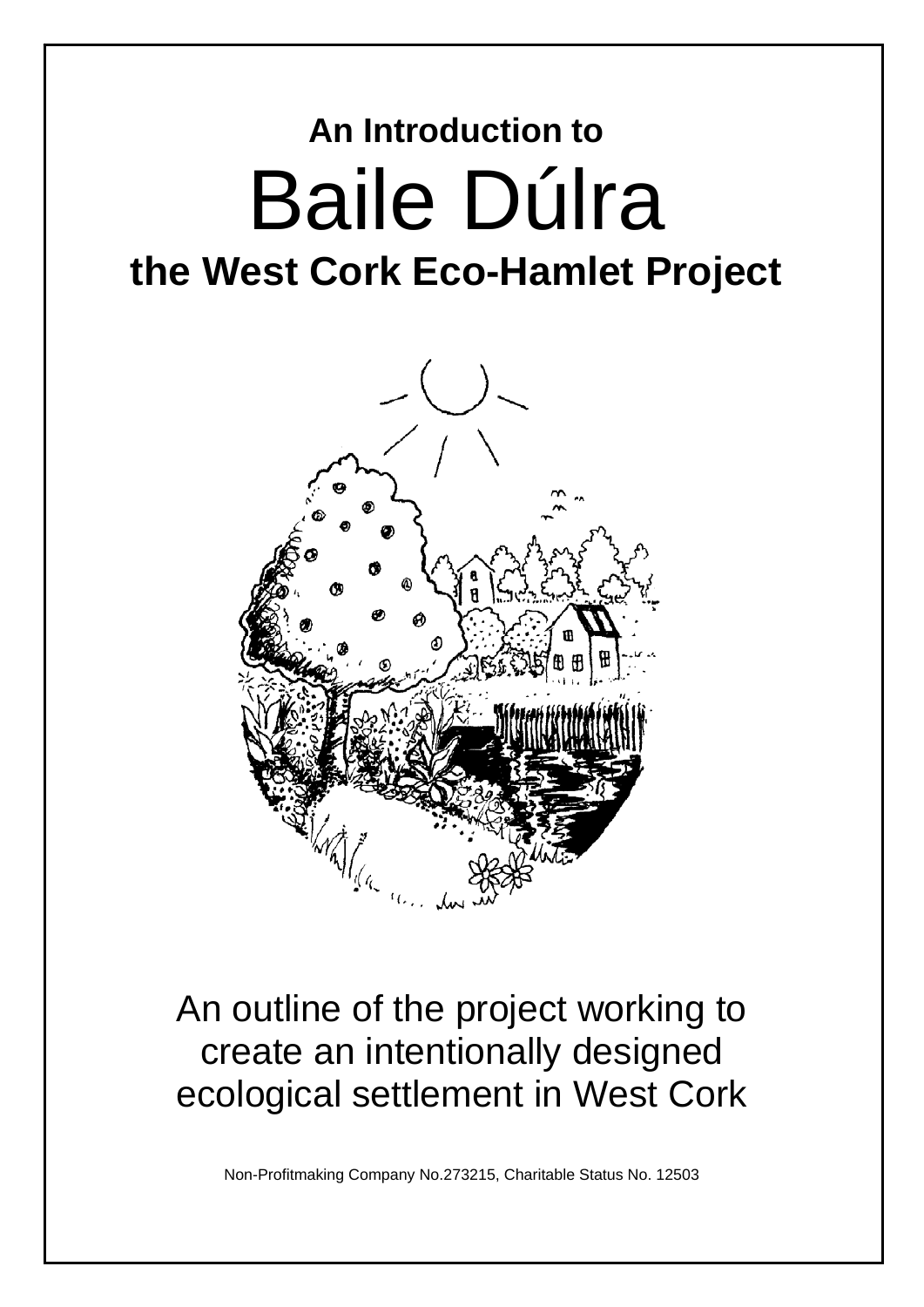**An Introduction to**

# Baile Dúlra

## the West Cork Eco-Hamlet Project

An outline of the project working to create an intentionally designed ecological settlement in West Cork

Non-Profitmaking Company No.273215, Charitable Status No. 12503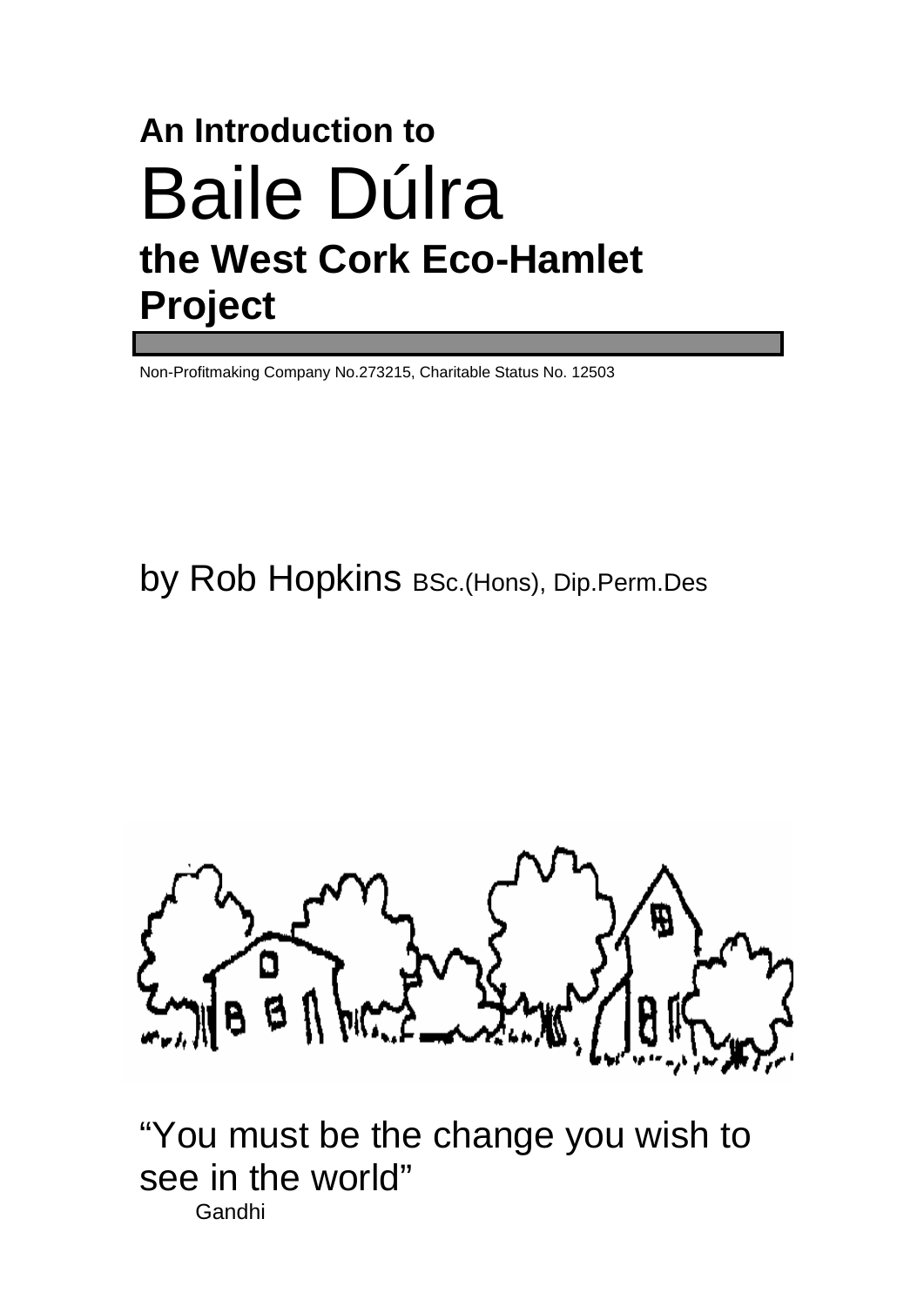**An Introduction to**

# Baile Dúlra

## the West Cork Eco-Hamlet Project

Non-Profitmaking Company No.273215, Charitable Status No. 12503

by Rob Hopkins BSc.(Hons), Dip.Perm.Des

"You must be the change you wish to see in the world"

Gandhi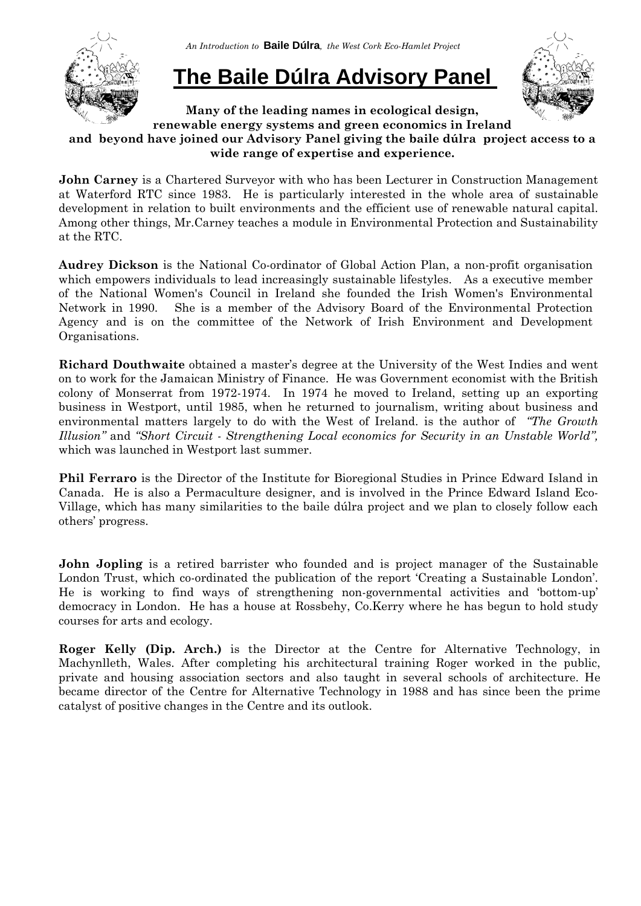*An Introduction to* **Baile Dúlra**, *the West Cork Eco-Hamlet Project*

# The Baile Dúlra Advisory Panel

**Many of the leading names in ecological design, renewable energy systems and green economics in Ireland and beyond have joined our Advisory Panel giving the baile dúlra project access to a wide range of expertise and experience.**

**John Carney** is a Chartered Surveyor with who has been Lecturer in Construction Management at Waterford RTC since 1983. He is particularly interested in the whole area of sustainable development in relation to built environments and the efficient use of renewable natural capital. Among other things, Mr.Carney teaches a module in Environmental Protection and Sustainability at the RTC.

**Audrey Dickson** is the National Co-ordinator of Global Action Plan, a non-profit organisation which empowers individuals to lead increasingly sustainable lifestyles. As a executive member of the National Women's Council in Ireland she founded the Irish Women's Environmental Network in 1990. She is a member of the Advisory Board of the Environmental Protection Agency and is on the committee of the Network of Irish Environment and Development Organisations.

**Richard Douthwaite** obtained a master's degree at the University of the West Indies and went on to work for the Jamaican Ministry of Finance. He was Government economist with the British colony of Monserrat from 1972-1974. In 1974 he moved to Ireland, setting up an exporting business in Westport, until 1985, when he returned to journalism, writing about business and environmental matters largely to do with the West of Ireland. is the author of *"The Growth Illusion"* and *"Short Circuit - Strengthening Local economics for Security in an Unstable World",* which was launched in Westport last summer.

**Phil Ferraro** is the Director of the Institute for Bioregional Studies in Prince Edward Island in Canada. He is also a Permaculture designer, and is involved in the Prince Edward Island Eco-Village, which has many similarities to the baile dúlra project and we plan to closely follow each others' progress.

**John Jopling** is a retired barrister who founded and is project manager of the Sustainable London Trust, which co-ordinated the publication of the report 'Creating a Sustainable London'. He is working to find ways of strengthening non-governmental activities and 'bottom-up' democracy in London. He has a house at Rossbehy, Co.Kerry where he has begun to hold study courses for arts and ecology.

**Roger Kelly (Dip. Arch.)** is the Director at the Centre for Alternative Technology, in Machynlleth, Wales. After completing his architectural training Roger worked in the public, private and housing association sectors and also taught in several schools of architecture. He became director of the Centre for Alternative Technology in 1988 and has since been the prime catalyst of positive changes in the Centre and its outlook.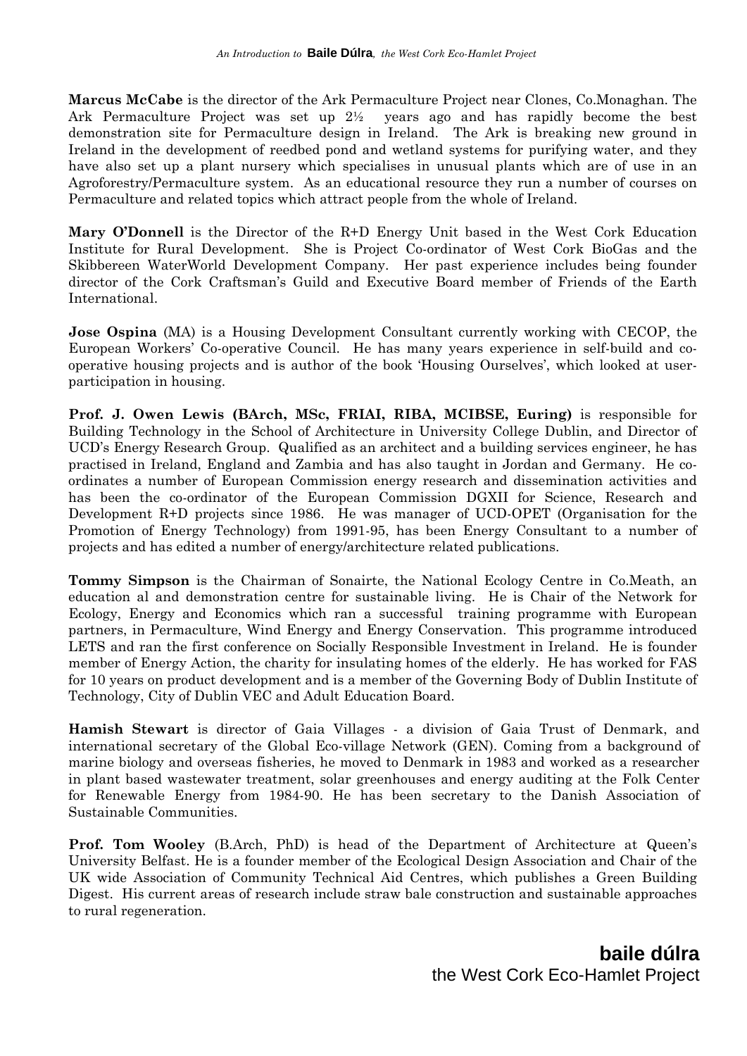**Marcus McCabe** is the director of the Ark Permaculture Project near Clones, Co.Monaghan. The Ark Permaculture Project was set up 2½ years ago and has rapidly become the best demonstration site for Permaculture design in Ireland. The Ark is breaking new ground in Ireland in the development of reedbed pond and wetland systems for purifying water, and they have also set up a plant nursery which specialises in unusual plants which are of use in an Agroforestry/Permaculture system. As an educational resource they run a number of courses on Permaculture and related topics which attract people from the whole of Ireland.

**Mary O'Donnell** is the Director of the R+D Energy Unit based in the West Cork Education Institute for Rural Development. She is Project Co-ordinator of West Cork BioGas and the Skibbereen WaterWorld Development Company. Her past experience includes being founder director of the Cork Craftsman's Guild and Executive Board member of Friends of the Earth International.

**Jose Ospina** (MA) is a Housing Development Consultant currently working with CECOP, the European Workers' Co-operative Council. He has many years experience in self-build and co-operative housing projects and is author of the book 'Housing Ourselves', which looked at user-participation in housing.

**Prof. J. Owen Lewis (BArch, MSc, FRIAI, RIBA, MCIBSE, Euring)** is responsible for Building Technology in the School of Architecture in University College Dublin, and Director of UCD's Energy Research Group. Qualified as an architect and a building services engineer, he has practised in Ireland, England and Zambia and has also taught in Jordan and Germany. He co-ordinates a number of European Commission energy research and dissemination activities and has been the co-ordinator of the European Commission DGXII for Science, Research and Development R+D projects since 1986. He was manager of UCD-OPET (Organisation for the Promotion of Energy Technology) from 1991-95, has been Energy Consultant to a number of projects and has edited a number of energy/architecture related publications.

**Tommy Simpson** is the Chairman of Sonairte, the National Ecology Centre in Co.Meath, an education al and demonstration centre for sustainable living. He is Chair of the Network for Ecology, Energy and Economics which ran a successful training programme with European partners, in Permaculture, Wind Energy and Energy Conservation. This programme introduced LETS and ran the first conference on Socially Responsible Investment in Ireland. He is founder member of Energy Action, the charity for insulating homes of the elderly. He has worked for FAS for 10 years on product development and is a member of the Governing Body of Dublin Institute of Technology, City of Dublin VEC and Adult Education Board.

**Hamish Stewart** is director of Gaia Villages - a division of Gaia Trust of Denmark, and international secretary of the Global Eco-village Network (GEN). Coming from a background of marine biology and overseas fisheries, he moved to Denmark in 1983 and worked as a researcher in plant based wastewater treatment, solar greenhouses and energy auditing at the Folk Center for Renewable Energy from 1984-90. He has been secretary to the Danish Association of Sustainable Communities.

**Prof. Tom Wooley** (B.Arch, PhD) is head of the Department of Architecture at Queen's University Belfast. He is a founder member of the Ecological Design Association and Chair of the UK wide Association of Community Technical Aid Centres, which publishes a Green Building Digest. His current areas of research include straw bale construction and sustainable approaches to rural regeneration.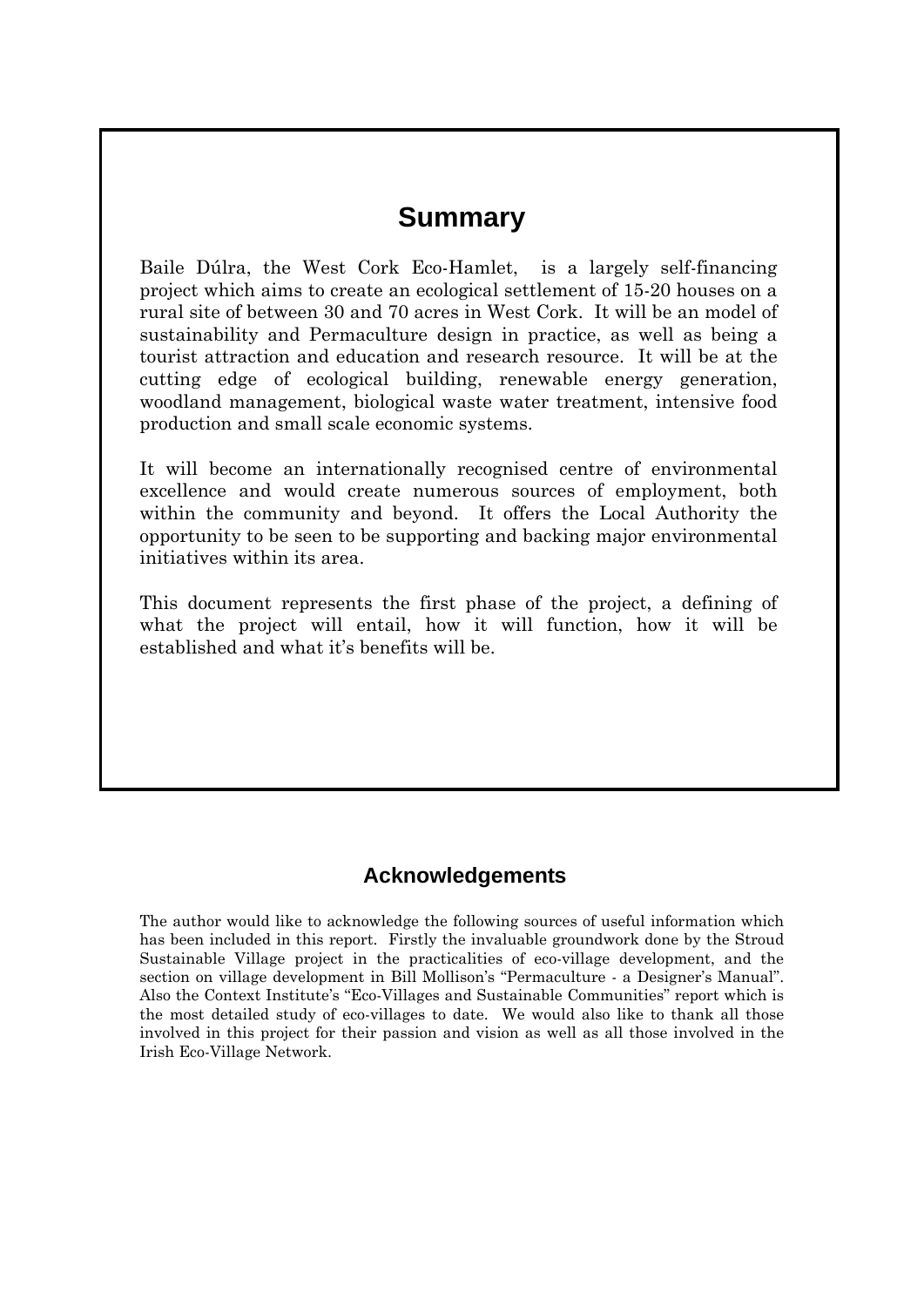## Summary

Baile Dúlra, the West Cork Eco-Hamlet, is a largely self-financing project which aims to create an ecological settlement of 15-20 houses on a rural site of between 30 and 70 acres in West Cork. It will be an model of sustainability and Permaculture design in practice, as well as being a tourist attraction and education and research resource. It will be at the cutting edge of ecological building, renewable energy generation, woodland management, biological waste water treatment, intensive food production and small scale economic systems.

It will become an internationally recognised centre of environmental excellence and would create numerous sources of employment, both within the community and beyond. It offers the Local Authority the opportunity to be seen to be supporting and backing major environmental initiatives within its area.

This document represents the first phase of the project, a defining of what the project will entail, how it will function, how it will be established and what it's benefits will be.

### Acknowledgements

The author would like to acknowledge the following sources of useful information which has been included in this report. Firstly the invaluable groundwork done by the Stroud Sustainable Village project in the practicalities of eco-village development, and the section on village development in Bill Mollison's "Permaculture - a Designer's Manual". Also the Context Institute's "Eco-Villages and Sustainable Communities" report which is the most detailed study of eco-villages to date. We would also like to thank all those involved in this project for their passion and vision as well as all those involved in the Irish Eco-Village Network.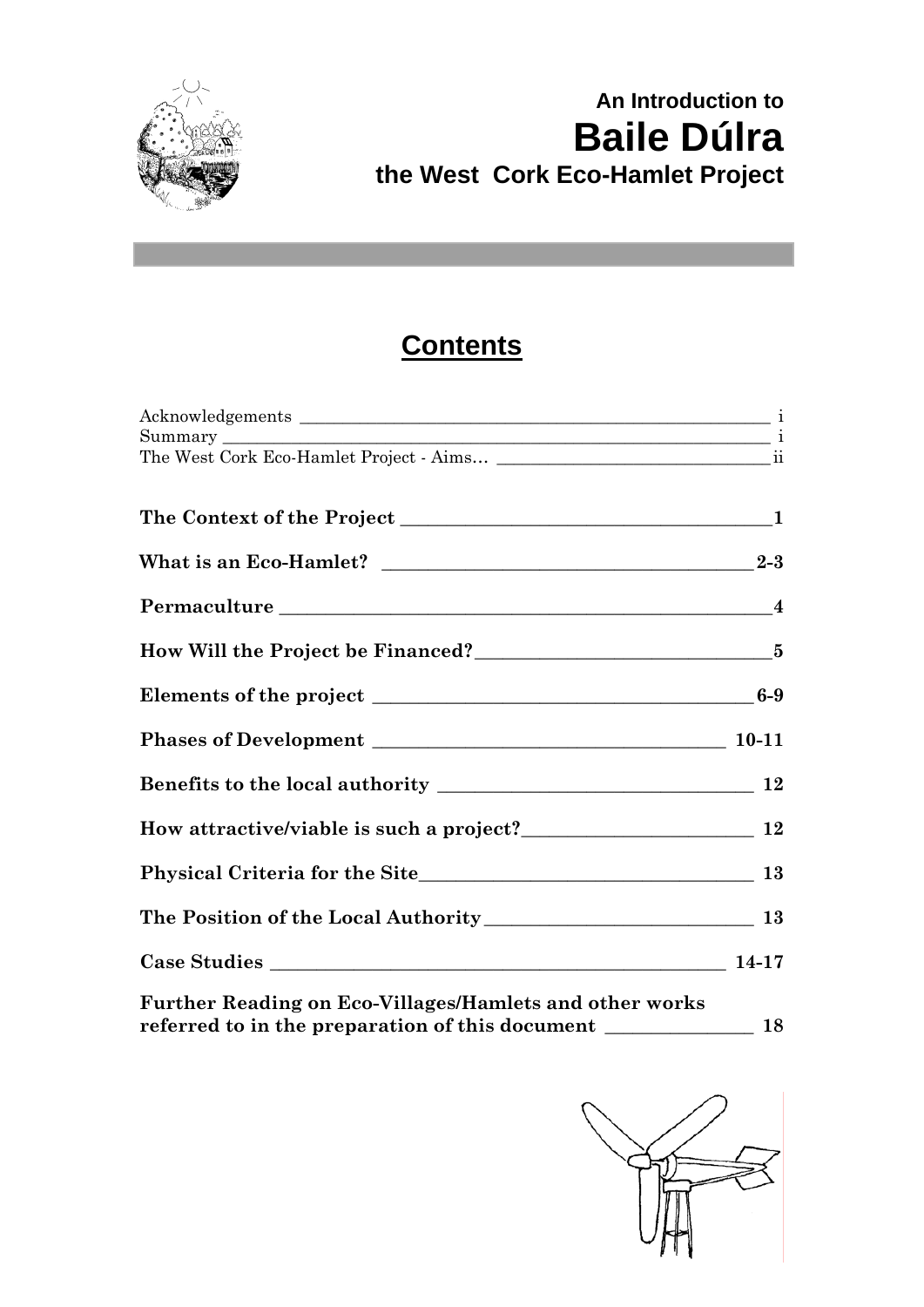# An Introduction to
# Baile Dúlra
## the West Cork Eco-Hamlet Project

## Contents

Acknowledgements ____________________________________________________ i
Summary ____________________________________________________________ i
The West Cork Eco-Hamlet Project - Aims… ________________________________ii

**The Context of the Project ________________________________________1**

**What is an Eco-Hamlet? __________________________________________2-3**

**Permaculture ___________________________________________________4**

**How Will the Project be Financed?__________________________________5**

**Elements of the project __________________________________________6-9**

**Phases of Development ___________________________________________ 10-11**

**Benefits to the local authority _____________________________________ 12**

**How attractive/viable is such a project?______________________________ 12**

**Physical Criteria for the Site_______________________________________ 13**

**The Position of the Local Authority_________________________________ 13**

**Case Studies ___________________________________________________ 14-17**

**Further Reading on Eco-Villages/Hamlets and other works referred to in the preparation of this document ________________ 18**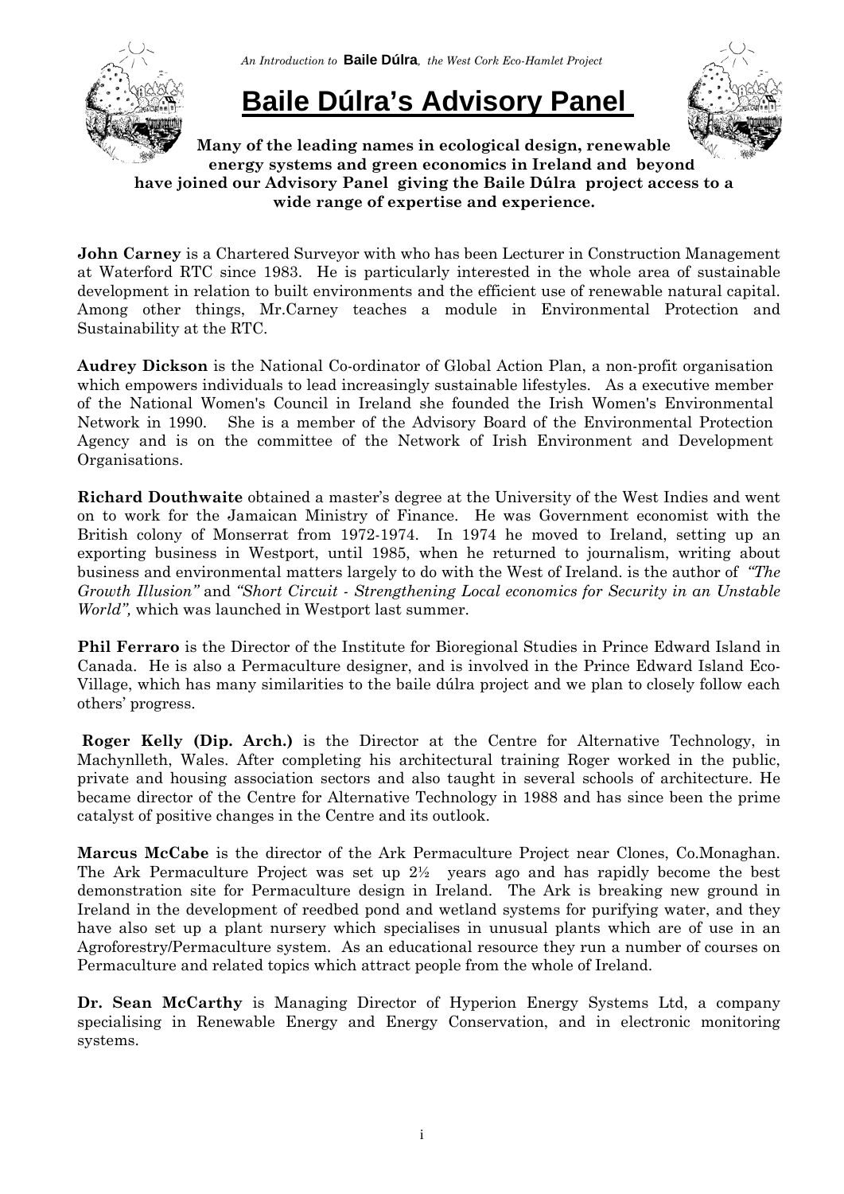# Baile Dúlra's Advisory Panel

**Many of the leading names in ecological design, renewable energy systems and green economics in Ireland and beyond have joined our Advisory Panel giving the Baile Dúlra project access to a wide range of expertise and experience.**

**John Carney** is a Chartered Surveyor with who has been Lecturer in Construction Management at Waterford RTC since 1983. He is particularly interested in the whole area of sustainable development in relation to built environments and the efficient use of renewable natural capital. Among other things, Mr.Carney teaches a module in Environmental Protection and Sustainability at the RTC.

**Audrey Dickson** is the National Co-ordinator of Global Action Plan, a non-profit organisation which empowers individuals to lead increasingly sustainable lifestyles. As a executive member of the National Women's Council in Ireland she founded the Irish Women's Environmental Network in 1990. She is a member of the Advisory Board of the Environmental Protection Agency and is on the committee of the Network of Irish Environment and Development Organisations.

**Richard Douthwaite** obtained a master's degree at the University of the West Indies and went on to work for the Jamaican Ministry of Finance. He was Government economist with the British colony of Monserrat from 1972-1974. In 1974 he moved to Ireland, setting up an exporting business in Westport, until 1985, when he returned to journalism, writing about business and environmental matters largely to do with the West of Ireland. is the author of *"The Growth Illusion"* and *"Short Circuit - Strengthening Local economics for Security in an Unstable World",* which was launched in Westport last summer.

**Phil Ferraro** is the Director of the Institute for Bioregional Studies in Prince Edward Island in Canada. He is also a Permaculture designer, and is involved in the Prince Edward Island Eco-Village, which has many similarities to the baile dúlra project and we plan to closely follow each others' progress.

**Roger Kelly (Dip. Arch.)** is the Director at the Centre for Alternative Technology, in Machynlleth, Wales. After completing his architectural training Roger worked in the public, private and housing association sectors and also taught in several schools of architecture. He became director of the Centre for Alternative Technology in 1988 and has since been the prime catalyst of positive changes in the Centre and its outlook.

**Marcus McCabe** is the director of the Ark Permaculture Project near Clones, Co.Monaghan. The Ark Permaculture Project was set up 2½ years ago and has rapidly become the best demonstration site for Permaculture design in Ireland. The Ark is breaking new ground in Ireland in the development of reedbed pond and wetland systems for purifying water, and they have also set up a plant nursery which specialises in unusual plants which are of use in an Agroforestry/Permaculture system. As an educational resource they run a number of courses on Permaculture and related topics which attract people from the whole of Ireland.

**Dr. Sean McCarthy** is Managing Director of Hyperion Energy Systems Ltd, a company specialising in Renewable Energy and Energy Conservation, and in electronic monitoring systems.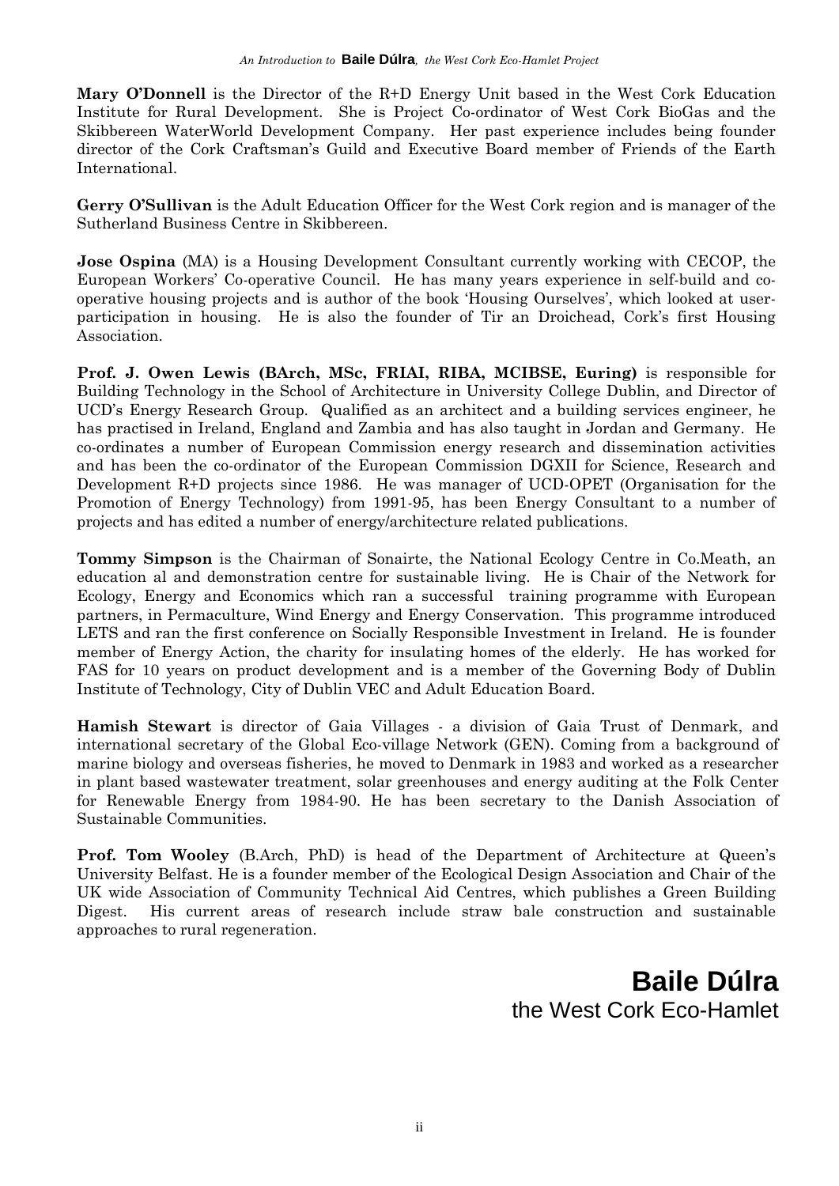**Mary O'Donnell** is the Director of the R+D Energy Unit based in the West Cork Education Institute for Rural Development. She is Project Co-ordinator of West Cork BioGas and the Skibbereen WaterWorld Development Company. Her past experience includes being founder director of the Cork Craftsman's Guild and Executive Board member of Friends of the Earth International.

**Gerry O'Sullivan** is the Adult Education Officer for the West Cork region and is manager of the Sutherland Business Centre in Skibbereen.

**Jose Ospina** (MA) is a Housing Development Consultant currently working with CECOP, the European Workers' Co-operative Council. He has many years experience in self-build and co-operative housing projects and is author of the book 'Housing Ourselves', which looked at user-participation in housing. He is also the founder of Tir an Droichead, Cork's first Housing Association.

**Prof. J. Owen Lewis (BArch, MSc, FRIAI, RIBA, MCIBSE, Euring)** is responsible for Building Technology in the School of Architecture in University College Dublin, and Director of UCD's Energy Research Group. Qualified as an architect and a building services engineer, he has practised in Ireland, England and Zambia and has also taught in Jordan and Germany. He co-ordinates a number of European Commission energy research and dissemination activities and has been the co-ordinator of the European Commission DGXII for Science, Research and Development R+D projects since 1986. He was manager of UCD-OPET (Organisation for the Promotion of Energy Technology) from 1991-95, has been Energy Consultant to a number of projects and has edited a number of energy/architecture related publications.

**Tommy Simpson** is the Chairman of Sonairte, the National Ecology Centre in Co.Meath, an education al and demonstration centre for sustainable living. He is Chair of the Network for Ecology, Energy and Economics which ran a successful training programme with European partners, in Permaculture, Wind Energy and Energy Conservation. This programme introduced LETS and ran the first conference on Socially Responsible Investment in Ireland. He is founder member of Energy Action, the charity for insulating homes of the elderly. He has worked for FAS for 10 years on product development and is a member of the Governing Body of Dublin Institute of Technology, City of Dublin VEC and Adult Education Board.

**Hamish Stewart** is director of Gaia Villages - a division of Gaia Trust of Denmark, and international secretary of the Global Eco-village Network (GEN). Coming from a background of marine biology and overseas fisheries, he moved to Denmark in 1983 and worked as a researcher in plant based wastewater treatment, solar greenhouses and energy auditing at the Folk Center for Renewable Energy from 1984-90. He has been secretary to the Danish Association of Sustainable Communities.

**Prof. Tom Wooley** (B.Arch, PhD) is head of the Department of Architecture at Queen's University Belfast. He is a founder member of the Ecological Design Association and Chair of the UK wide Association of Community Technical Aid Centres, which publishes a Green Building Digest. His current areas of research include straw bale construction and sustainable approaches to rural regeneration.

**Baile Dúlra**
the West Cork Eco-Hamlet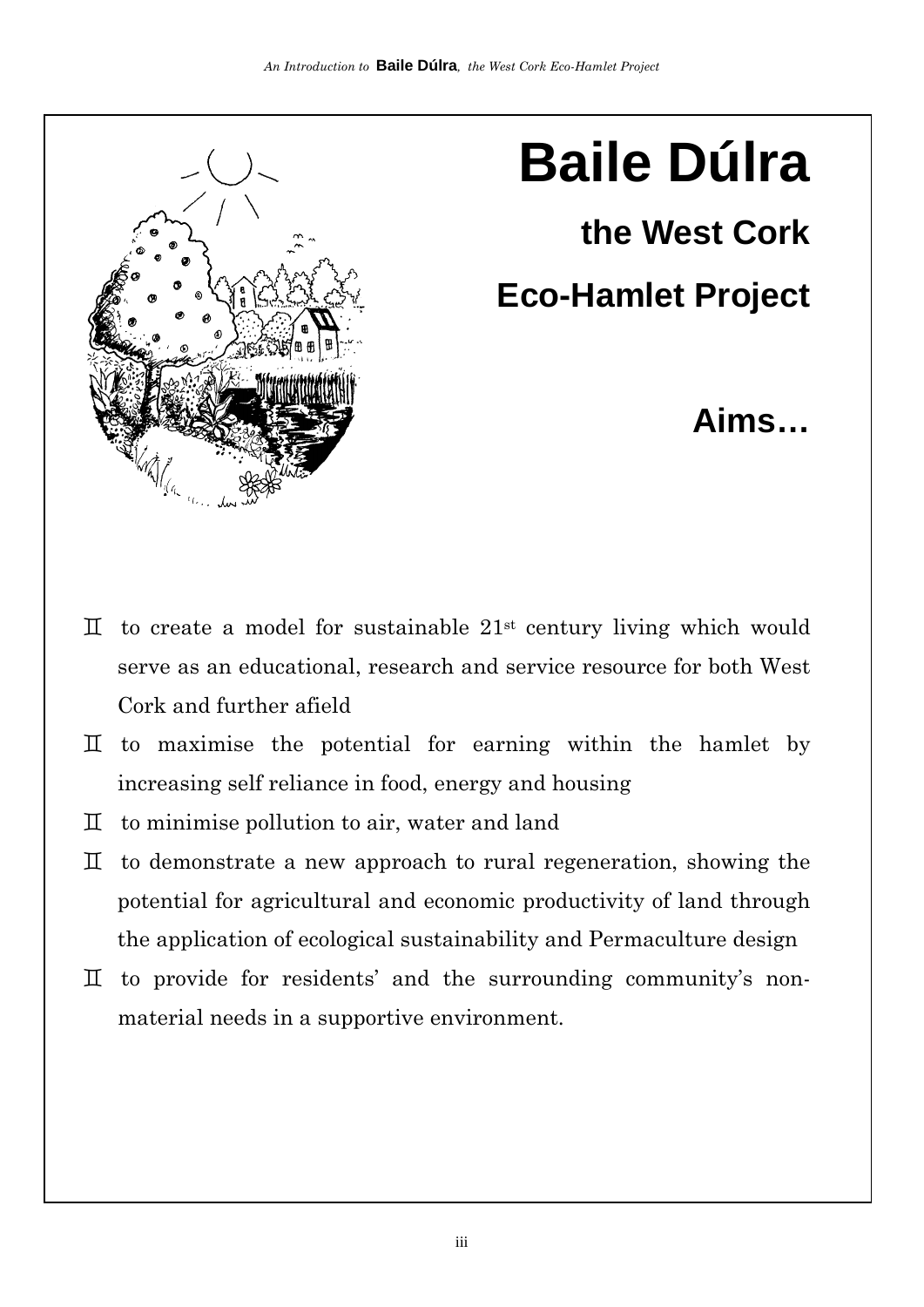# Baile Dúlra

## the West Cork

## Eco-Hamlet Project

## Aims…

- to create a model for sustainable 21st century living which would serve as an educational, research and service resource for both West Cork and further afield
- to maximise the potential for earning within the hamlet by increasing self reliance in food, energy and housing
- to minimise pollution to air, water and land
- to demonstrate a new approach to rural regeneration, showing the potential for agricultural and economic productivity of land through the application of ecological sustainability and Permaculture design
- to provide for residents' and the surrounding community's non-material needs in a supportive environment.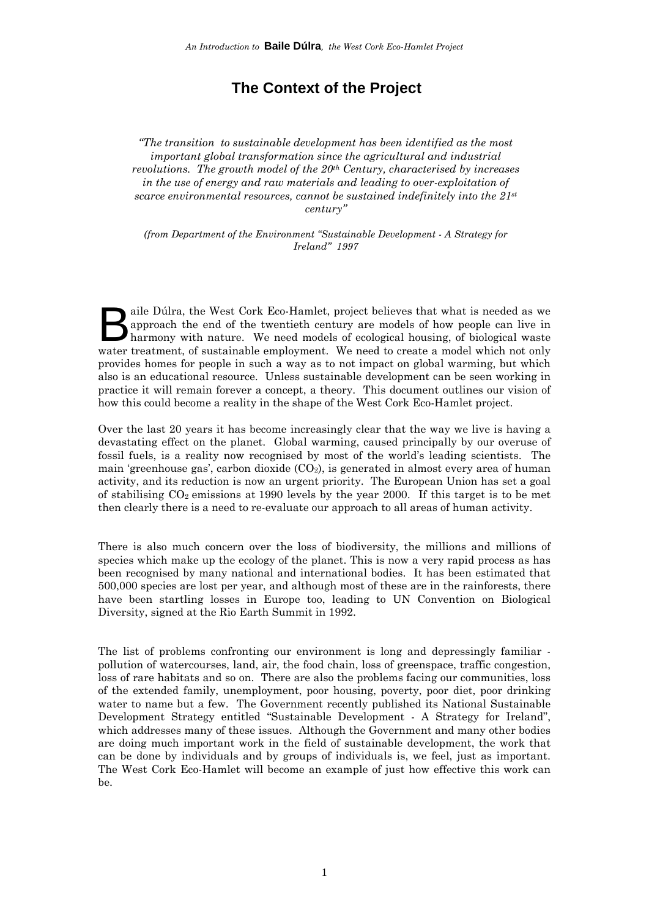# The Context of the Project

*"The transition to sustainable development has been identified as the most important global transformation since the agricultural and industrial revolutions. The growth model of the 20th Century, characterised by increases in the use of energy and raw materials and leading to over-exploitation of scarce environmental resources, cannot be sustained indefinitely into the 21st century"*

*(from Department of the Environment "Sustainable Development - A Strategy for Ireland" 1997*

Baile Dúlra, the West Cork Eco-Hamlet, project believes that what is needed as we approach the end of the twentieth century are models of how people can live in harmony with nature. We need models of ecological housing, of biological waste water treatment, of sustainable employment. We need to create a model which not only provides homes for people in such a way as to not impact on global warming, but which also is an educational resource. Unless sustainable development can be seen working in practice it will remain forever a concept, a theory. This document outlines our vision of how this could become a reality in the shape of the West Cork Eco-Hamlet project.

Over the last 20 years it has become increasingly clear that the way we live is having a devastating effect on the planet. Global warming, caused principally by our overuse of fossil fuels, is a reality now recognised by most of the world's leading scientists. The main 'greenhouse gas', carbon dioxide ($CO_2$), is generated in almost every area of human activity, and its reduction is now an urgent priority. The European Union has set a goal of stabilising $CO_2$ emissions at 1990 levels by the year 2000. If this target is to be met then clearly there is a need to re-evaluate our approach to all areas of human activity.

There is also much concern over the loss of biodiversity, the millions and millions of species which make up the ecology of the planet. This is now a very rapid process as has been recognised by many national and international bodies. It has been estimated that 500,000 species are lost per year, and although most of these are in the rainforests, there have been startling losses in Europe too, leading to UN Convention on Biological Diversity, signed at the Rio Earth Summit in 1992.

The list of problems confronting our environment is long and depressingly familiar - pollution of watercourses, land, air, the food chain, loss of greenspace, traffic congestion, loss of rare habitats and so on. There are also the problems facing our communities, loss of the extended family, unemployment, poor housing, poverty, poor diet, poor drinking water to name but a few. The Government recently published its National Sustainable Development Strategy entitled "Sustainable Development - A Strategy for Ireland", which addresses many of these issues. Although the Government and many other bodies are doing much important work in the field of sustainable development, the work that can be done by individuals and by groups of individuals is, we feel, just as important. The West Cork Eco-Hamlet will become an example of just how effective this work can be.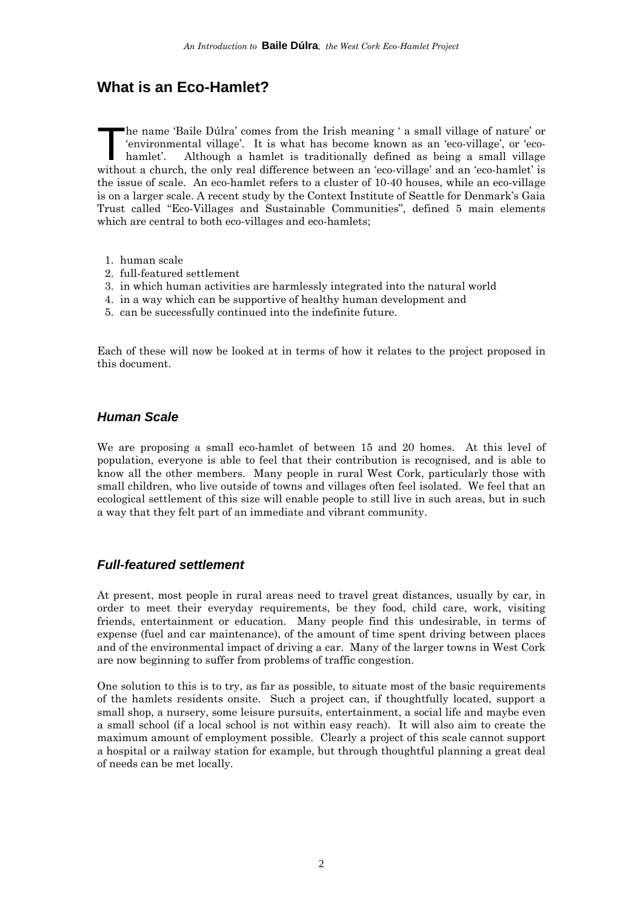## What is an Eco-Hamlet?

The name 'Baile Dúlra' comes from the Irish meaning ' a small village of nature' or 'environmental village'. It is what has become known as an 'eco-village', or 'eco-hamlet'. Although a hamlet is traditionally defined as being a small village without a church, the only real difference between an 'eco-village' and an 'eco-hamlet' is the issue of scale. An eco-hamlet refers to a cluster of 10-40 houses, while an eco-village is on a larger scale. A recent study by the Context Institute of Seattle for Denmark's Gaia Trust called "Eco-Villages and Sustainable Communities", defined 5 main elements which are central to both eco-villages and eco-hamlets;

1. human scale
2. full-featured settlement
3. in which human activities are harmlessly integrated into the natural world
4. in a way which can be supportive of healthy human development and
5. can be successfully continued into the indefinite future.

Each of these will now be looked at in terms of how it relates to the project proposed in this document.

### *Human Scale*

We are proposing a small eco-hamlet of between 15 and 20 homes. At this level of population, everyone is able to feel that their contribution is recognised, and is able to know all the other members. Many people in rural West Cork, particularly those with small children, who live outside of towns and villages often feel isolated. We feel that an ecological settlement of this size will enable people to still live in such areas, but in such a way that they felt part of an immediate and vibrant community.

### *Full-featured settlement*

At present, most people in rural areas need to travel great distances, usually by car, in order to meet their everyday requirements, be they food, child care, work, visiting friends, entertainment or education. Many people find this undesirable, in terms of expense (fuel and car maintenance), of the amount of time spent driving between places and of the environmental impact of driving a car. Many of the larger towns in West Cork are now beginning to suffer from problems of traffic congestion.

One solution to this is to try, as far as possible, to situate most of the basic requirements of the hamlets residents onsite. Such a project can, if thoughtfully located, support a small shop, a nursery, some leisure pursuits, entertainment, a social life and maybe even a small school (if a local school is not within easy reach). It will also aim to create the maximum amount of employment possible. Clearly a project of this scale cannot support a hospital or a railway station for example, but through thoughtful planning a great deal of needs can be met locally.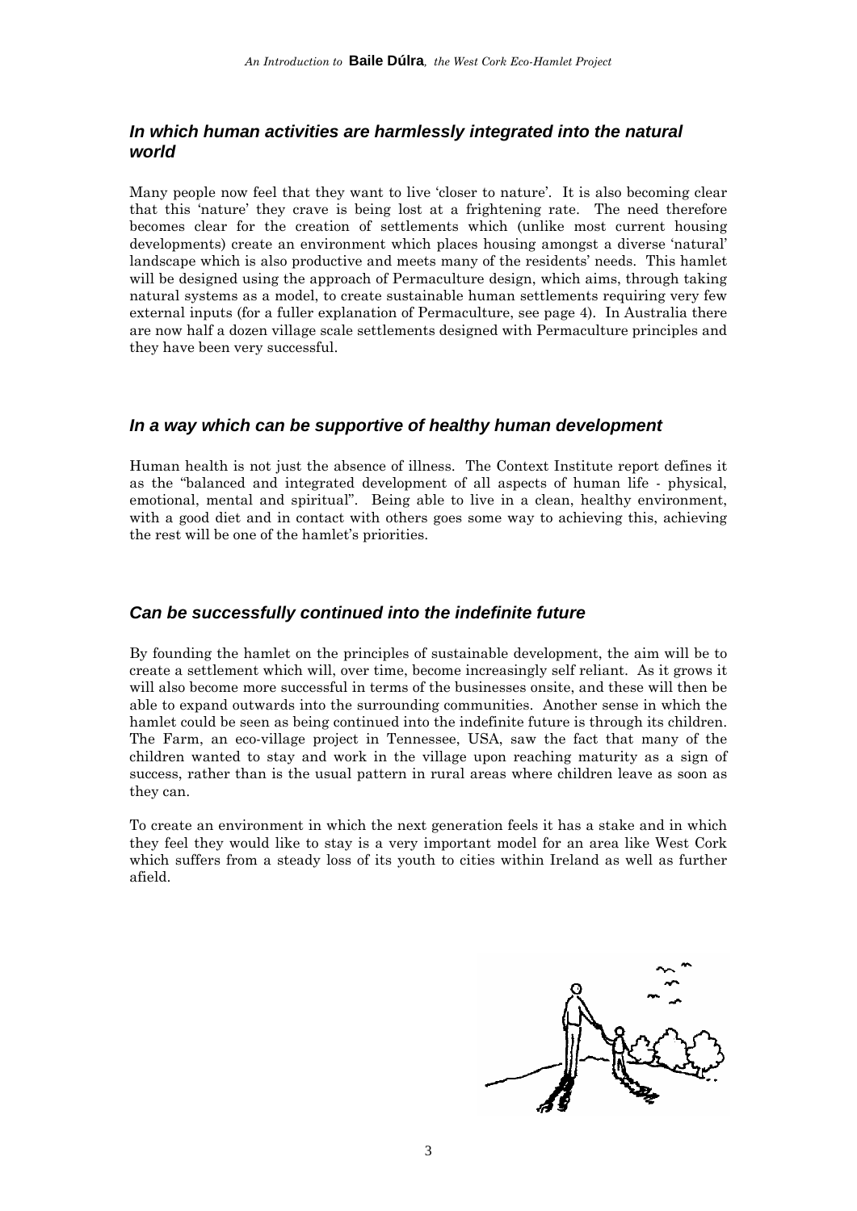### *In which human activities are harmlessly integrated into the natural world*

Many people now feel that they want to live 'closer to nature'. It is also becoming clear that this 'nature' they crave is being lost at a frightening rate. The need therefore becomes clear for the creation of settlements which (unlike most current housing developments) create an environment which places housing amongst a diverse 'natural' landscape which is also productive and meets many of the residents' needs. This hamlet will be designed using the approach of Permaculture design, which aims, through taking natural systems as a model, to create sustainable human settlements requiring very few external inputs (for a fuller explanation of Permaculture, see page 4). In Australia there are now half a dozen village scale settlements designed with Permaculture principles and they have been very successful.

### *In a way which can be supportive of healthy human development*

Human health is not just the absence of illness. The Context Institute report defines it as the "balanced and integrated development of all aspects of human life - physical, emotional, mental and spiritual". Being able to live in a clean, healthy environment, with a good diet and in contact with others goes some way to achieving this, achieving the rest will be one of the hamlet's priorities.

### *Can be successfully continued into the indefinite future*

By founding the hamlet on the principles of sustainable development, the aim will be to create a settlement which will, over time, become increasingly self reliant. As it grows it will also become more successful in terms of the businesses onsite, and these will then be able to expand outwards into the surrounding communities. Another sense in which the hamlet could be seen as being continued into the indefinite future is through its children. The Farm, an eco-village project in Tennessee, USA, saw the fact that many of the children wanted to stay and work in the village upon reaching maturity as a sign of success, rather than is the usual pattern in rural areas where children leave as soon as they can.

To create an environment in which the next generation feels it has a stake and in which they feel they would like to stay is a very important model for an area like West Cork which suffers from a steady loss of its youth to cities within Ireland as well as further afield.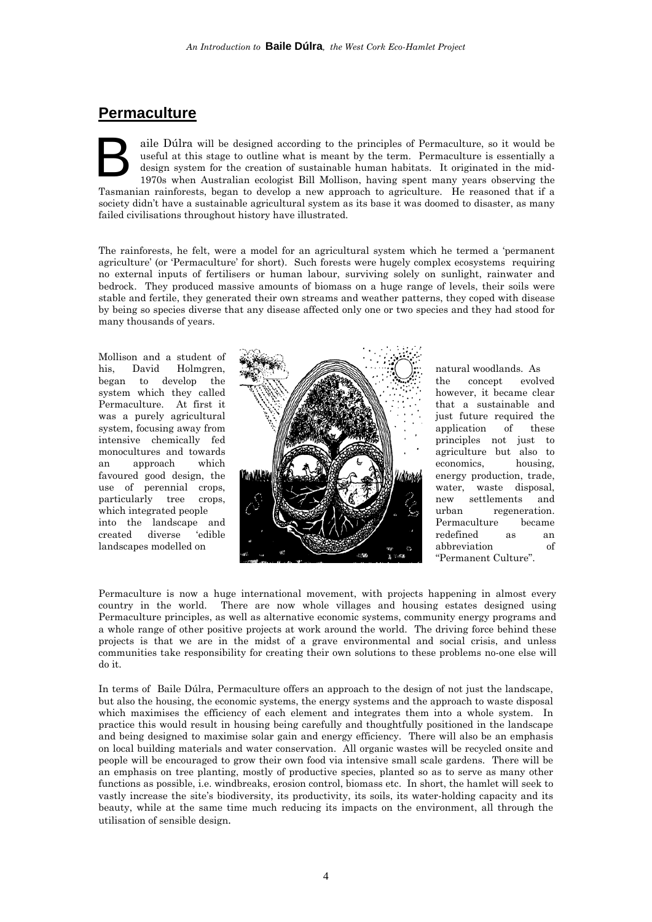## Permaculture

Baile Dúlra will be designed according to the principles of Permaculture, so it would be useful at this stage to outline what is meant by the term. Permaculture is essentially a design system for the creation of sustainable human habitats. It originated in the mid-1970s when Australian ecologist Bill Mollison, having spent many years observing the Tasmanian rainforests, began to develop a new approach to agriculture. He reasoned that if a society didn't have a sustainable agricultural system as its base it was doomed to disaster, as many failed civilisations throughout history have illustrated.

The rainforests, he felt, were a model for an agricultural system which he termed a 'permanent agriculture' (or 'Permaculture' for short). Such forests were hugely complex ecosystems requiring no external inputs of fertilisers or human labour, surviving solely on sunlight, rainwater and bedrock. They produced massive amounts of biomass on a huge range of levels, their soils were stable and fertile, they generated their own streams and weather patterns, they coped with disease by being so species diverse that any disease affected only one or two species and they had stood for many thousands of years.

Mollison and a student of his, David Holmgren, began to develop the system which they called Permaculture. At first it was a purely agricultural system, focusing away from intensive chemically fed monocultures and towards an approach which favoured good design, the use of perennial crops, particularly tree crops, which integrated people into the landscape and created diverse 'edible landscapes modelled on natural woodlands. As the concept evolved however, it became clear that a sustainable and just future required the application of these principles not just to agriculture but also to economics, housing, energy production, trade, water, waste disposal, new settlements and urban regeneration. Permaculture became redefined as an abbreviation of "Permanent Culture".

Permaculture is now a huge international movement, with projects happening in almost every country in the world. There are now whole villages and housing estates designed using Permaculture principles, as well as alternative economic systems, community energy programs and a whole range of other positive projects at work around the world. The driving force behind these projects is that we are in the midst of a grave environmental and social crisis, and unless communities take responsibility for creating their own solutions to these problems no-one else will do it.

In terms of Baile Dúlra, Permaculture offers an approach to the design of not just the landscape, but also the housing, the economic systems, the energy systems and the approach to waste disposal which maximises the efficiency of each element and integrates them into a whole system. In practice this would result in housing being carefully and thoughtfully positioned in the landscape and being designed to maximise solar gain and energy efficiency. There will also be an emphasis on local building materials and water conservation. All organic wastes will be recycled onsite and people will be encouraged to grow their own food via intensive small scale gardens. There will be an emphasis on tree planting, mostly of productive species, planted so as to serve as many other functions as possible, i.e. windbreaks, erosion control, biomass etc. In short, the hamlet will seek to vastly increase the site's biodiversity, its productivity, its soils, its water-holding capacity and its beauty, while at the same time much reducing its impacts on the environment, all through the utilisation of sensible design.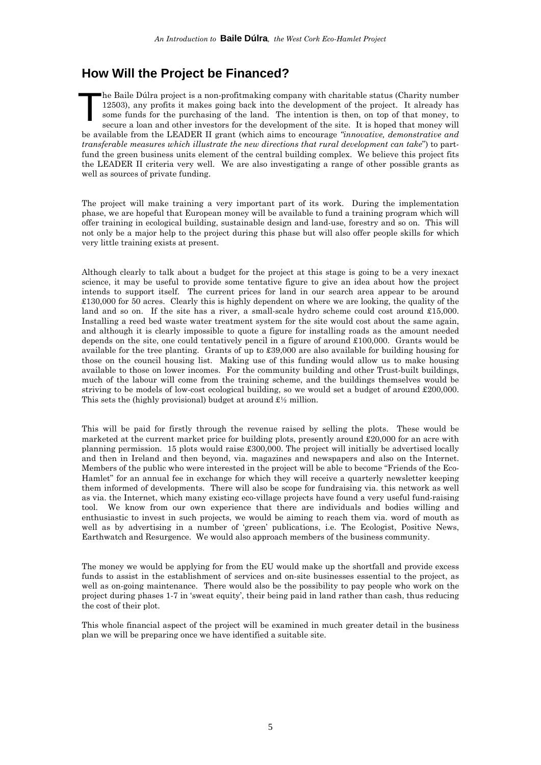## How Will the Project be Financed?

The Baile Dúlra project is a non-profitmaking company with charitable status (Charity number 12503), any profits it makes going back into the development of the project. It already has some funds for the purchasing of the land. The intention is then, on top of that money, to secure a loan and other investors for the development of the site. It is hoped that money will be available from the LEADER II grant (which aims to encourage *"innovative, demonstrative and transferable measures which illustrate the new directions that rural development can take*") to part-fund the green business units element of the central building complex. We believe this project fits the LEADER II criteria very well. We are also investigating a range of other possible grants as well as sources of private funding.

The project will make training a very important part of its work. During the implementation phase, we are hopeful that European money will be available to fund a training program which will offer training in ecological building, sustainable design and land-use, forestry and so on. This will not only be a major help to the project during this phase but will also offer people skills for which very little training exists at present.

Although clearly to talk about a budget for the project at this stage is going to be a very inexact science, it may be useful to provide some tentative figure to give an idea about how the project intends to support itself. The current prices for land in our search area appear to be around £130,000 for 50 acres. Clearly this is highly dependent on where we are looking, the quality of the land and so on. If the site has a river, a small-scale hydro scheme could cost around £15,000. Installing a reed bed waste water treatment system for the site would cost about the same again, and although it is clearly impossible to quote a figure for installing roads as the amount needed depends on the site, one could tentatively pencil in a figure of around £100,000. Grants would be available for the tree planting. Grants of up to £39,000 are also available for building housing for those on the council housing list. Making use of this funding would allow us to make housing available to those on lower incomes. For the community building and other Trust-built buildings, much of the labour will come from the training scheme, and the buildings themselves would be striving to be models of low-cost ecological building, so we would set a budget of around £200,000. This sets the (highly provisional) budget at around £½ million.

This will be paid for firstly through the revenue raised by selling the plots. These would be marketed at the current market price for building plots, presently around £20,000 for an acre with planning permission. 15 plots would raise £300,000. The project will initially be advertised locally and then in Ireland and then beyond, via. magazines and newspapers and also on the Internet. Members of the public who were interested in the project will be able to become "Friends of the Eco-Hamlet" for an annual fee in exchange for which they will receive a quarterly newsletter keeping them informed of developments. There will also be scope for fundraising via. this network as well as via. the Internet, which many existing eco-village projects have found a very useful fund-raising tool. We know from our own experience that there are individuals and bodies willing and enthusiastic to invest in such projects, we would be aiming to reach them via. word of mouth as well as by advertising in a number of 'green' publications, i.e. The Ecologist, Positive News, Earthwatch and Resurgence. We would also approach members of the business community.

The money we would be applying for from the EU would make up the shortfall and provide excess funds to assist in the establishment of services and on-site businesses essential to the project, as well as on-going maintenance. There would also be the possibility to pay people who work on the project during phases 1-7 in 'sweat equity', their being paid in land rather than cash, thus reducing the cost of their plot.

This whole financial aspect of the project will be examined in much greater detail in the business plan we will be preparing once we have identified a suitable site.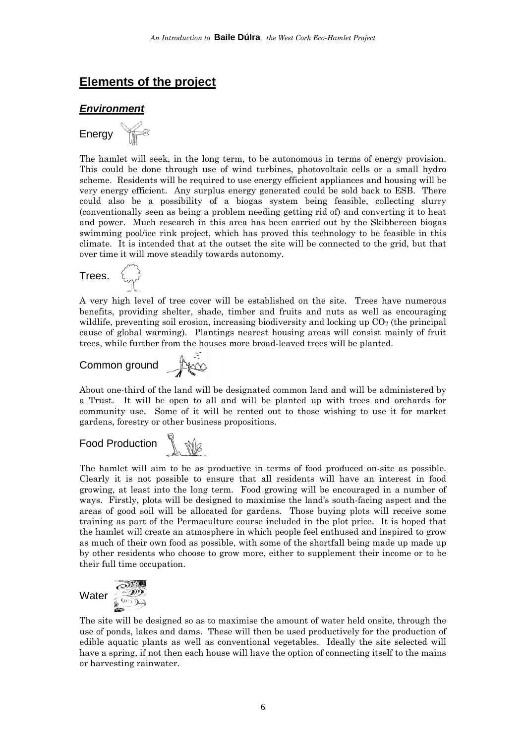## Elements of the project

### *Environment*

#### Energy

The hamlet will seek, in the long term, to be autonomous in terms of energy provision. This could be done through use of wind turbines, photovoltaic cells or a small hydro scheme. Residents will be required to use energy efficient appliances and housing will be very energy efficient. Any surplus energy generated could be sold back to ESB. There could also be a possibility of a biogas system being feasible, collecting slurry (conventionally seen as being a problem needing getting rid of) and converting it to heat and power. Much research in this area has been carried out by the Skibbereen biogas swimming pool/ice rink project, which has proved this technology to be feasible in this climate. It is intended that at the outset the site will be connected to the grid, but that over time it will move steadily towards autonomy.

#### Trees.

A very high level of tree cover will be established on the site. Trees have numerous benefits, providing shelter, shade, timber and fruits and nuts as well as encouraging wildlife, preventing soil erosion, increasing biodiversity and locking up $CO_2$ (the principal cause of global warming). Plantings nearest housing areas will consist mainly of fruit trees, while further from the houses more broad-leaved trees will be planted.

#### Common ground

About one-third of the land will be designated common land and will be administered by a Trust. It will be open to all and will be planted up with trees and orchards for community use. Some of it will be rented out to those wishing to use it for market gardens, forestry or other business propositions.

#### Food Production

The hamlet will aim to be as productive in terms of food produced on-site as possible. Clearly it is not possible to ensure that all residents will have an interest in food growing, at least into the long term. Food growing will be encouraged in a number of ways. Firstly, plots will be designed to maximise the land's south-facing aspect and the areas of good soil will be allocated for gardens. Those buying plots will receive some training as part of the Permaculture course included in the plot price. It is hoped that the hamlet will create an atmosphere in which people feel enthused and inspired to grow as much of their own food as possible, with some of the shortfall being made up made up by other residents who choose to grow more, either to supplement their income or to be their full time occupation.

#### Water

The site will be designed so as to maximise the amount of water held onsite, through the use of ponds, lakes and dams. These will then be used productively for the production of edible aquatic plants as well as conventional vegetables. Ideally the site selected will have a spring, if not then each house will have the option of connecting itself to the mains or harvesting rainwater.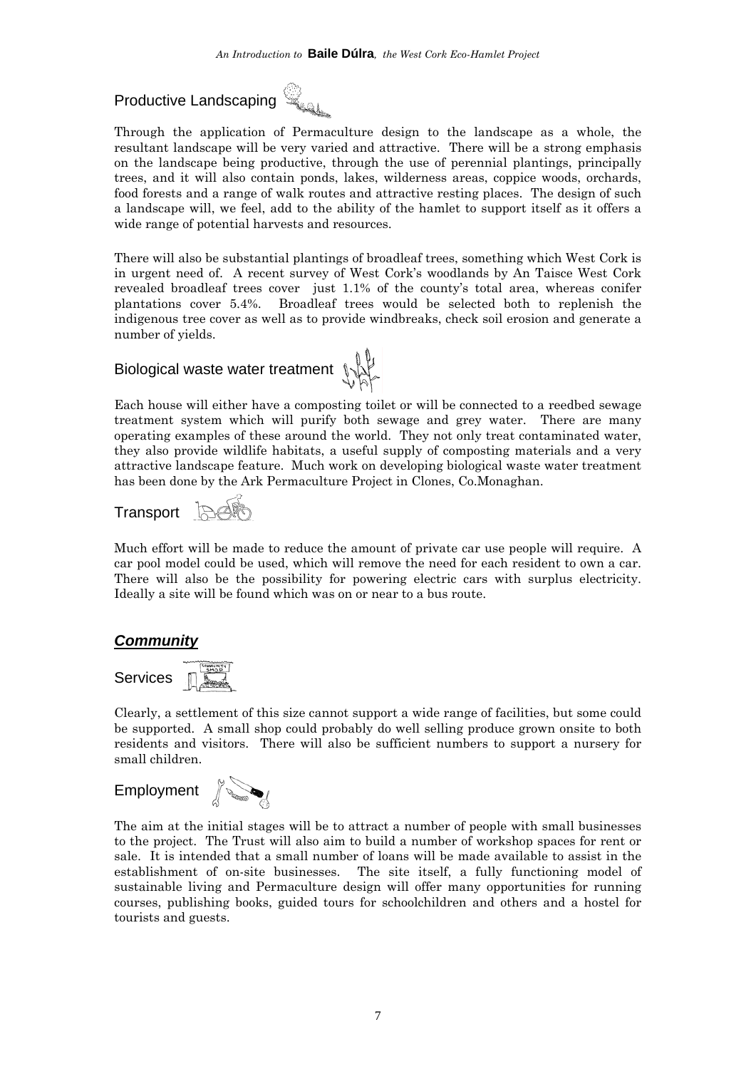## Productive Landscaping

Through the application of Permaculture design to the landscape as a whole, the resultant landscape will be very varied and attractive. There will be a strong emphasis on the landscape being productive, through the use of perennial plantings, principally trees, and it will also contain ponds, lakes, wilderness areas, coppice woods, orchards, food forests and a range of walk routes and attractive resting places. The design of such a landscape will, we feel, add to the ability of the hamlet to support itself as it offers a wide range of potential harvests and resources.

There will also be substantial plantings of broadleaf trees, something which West Cork is in urgent need of. A recent survey of West Cork's woodlands by An Taisce West Cork revealed broadleaf trees cover just 1.1% of the county's total area, whereas conifer plantations cover 5.4%. Broadleaf trees would be selected both to replenish the indigenous tree cover as well as to provide windbreaks, check soil erosion and generate a number of yields.

## Biological waste water treatment

Each house will either have a composting toilet or will be connected to a reedbed sewage treatment system which will purify both sewage and grey water. There are many operating examples of these around the world. They not only treat contaminated water, they also provide wildlife habitats, a useful supply of composting materials and a very attractive landscape feature. Much work on developing biological waste water treatment has been done by the Ark Permaculture Project in Clones, Co.Monaghan.

## Transport

Much effort will be made to reduce the amount of private car use people will require. A car pool model could be used, which will remove the need for each resident to own a car. There will also be the possibility for powering electric cars with surplus electricity. Ideally a site will be found which was on or near to a bus route.

# ***Community***

## Services

Clearly, a settlement of this size cannot support a wide range of facilities, but some could be supported. A small shop could probably do well selling produce grown onsite to both residents and visitors. There will also be sufficient numbers to support a nursery for small children.

## Employment

The aim at the initial stages will be to attract a number of people with small businesses to the project. The Trust will also aim to build a number of workshop spaces for rent or sale. It is intended that a small number of loans will be made available to assist in the establishment of on-site businesses. The site itself, a fully functioning model of sustainable living and Permaculture design will offer many opportunities for running courses, publishing books, guided tours for schoolchildren and others and a hostel for tourists and guests.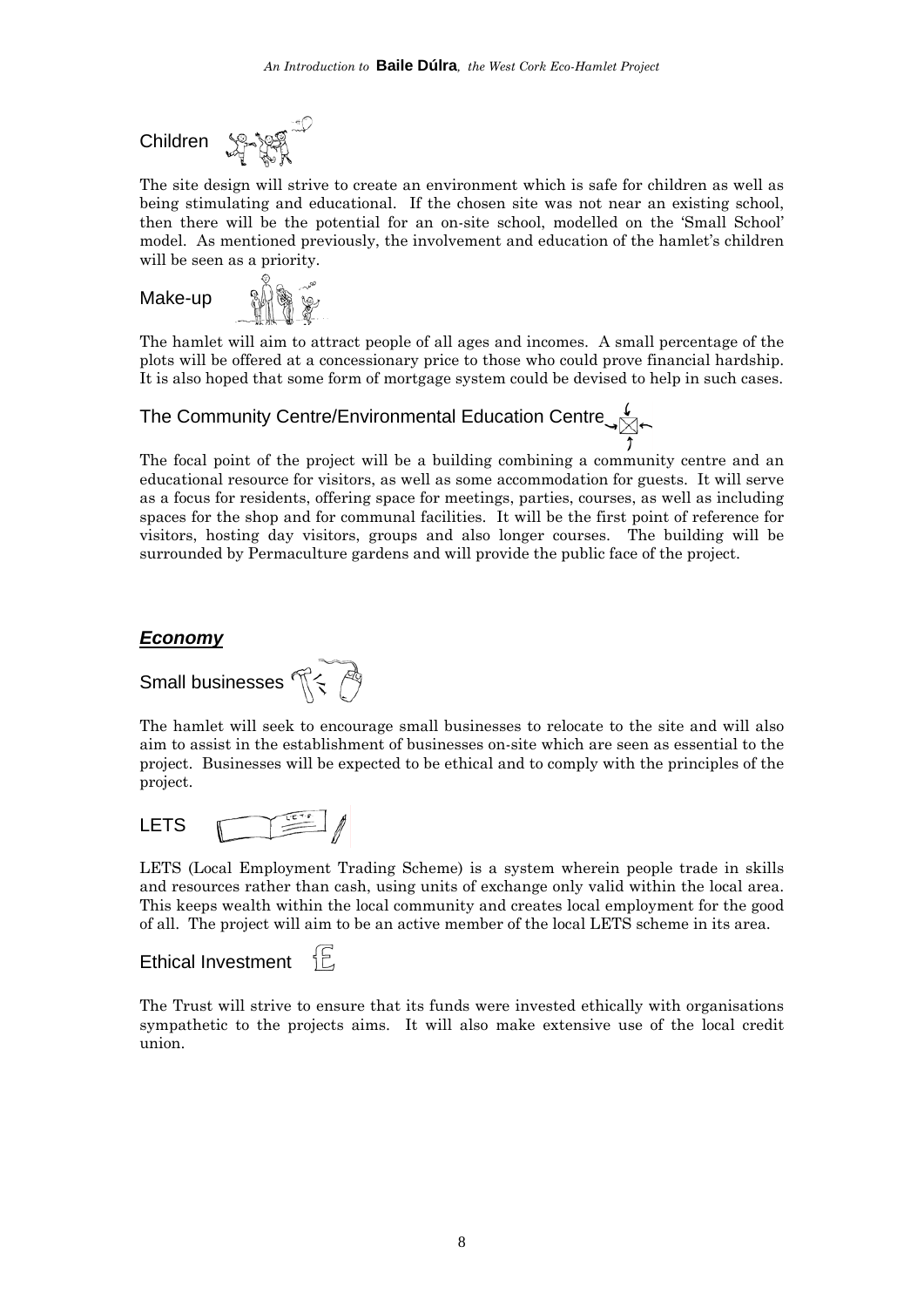### Children

The site design will strive to create an environment which is safe for children as well as being stimulating and educational. If the chosen site was not near an existing school, then there will be the potential for an on-site school, modelled on the 'Small School' model. As mentioned previously, the involvement and education of the hamlet's children will be seen as a priority.

### Make-up

The hamlet will aim to attract people of all ages and incomes. A small percentage of the plots will be offered at a concessionary price to those who could prove financial hardship. It is also hoped that some form of mortgage system could be devised to help in such cases.

### The Community Centre/Environmental Education Centre

The focal point of the project will be a building combining a community centre and an educational resource for visitors, as well as some accommodation for guests. It will serve as a focus for residents, offering space for meetings, parties, courses, as well as including spaces for the shop and for communal facilities. It will be the first point of reference for visitors, hosting day visitors, groups and also longer courses. The building will be surrounded by Permaculture gardens and will provide the public face of the project.

## ***Economy***

### Small businesses

The hamlet will seek to encourage small businesses to relocate to the site and will also aim to assist in the establishment of businesses on-site which are seen as essential to the project. Businesses will be expected to be ethical and to comply with the principles of the project.

### LETS

LETS (Local Employment Trading Scheme) is a system wherein people trade in skills and resources rather than cash, using units of exchange only valid within the local area. This keeps wealth within the local community and creates local employment for the good of all. The project will aim to be an active member of the local LETS scheme in its area.

### Ethical Investment

The Trust will strive to ensure that its funds were invested ethically with organisations sympathetic to the projects aims. It will also make extensive use of the local credit union.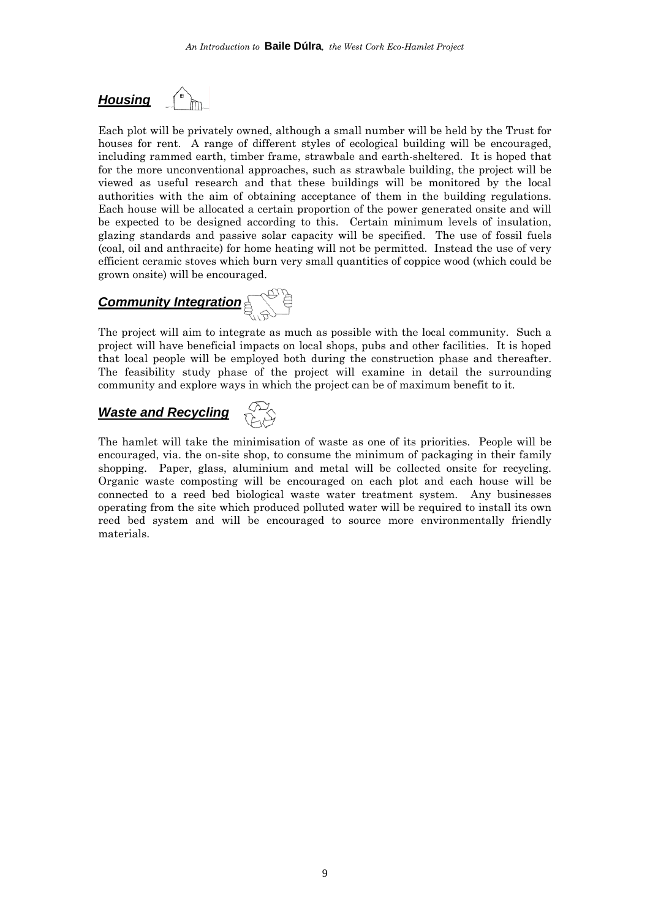## ***Housing***

Each plot will be privately owned, although a small number will be held by the Trust for houses for rent. A range of different styles of ecological building will be encouraged, including rammed earth, timber frame, strawbale and earth-sheltered. It is hoped that for the more unconventional approaches, such as strawbale building, the project will be viewed as useful research and that these buildings will be monitored by the local authorities with the aim of obtaining acceptance of them in the building regulations. Each house will be allocated a certain proportion of the power generated onsite and will be expected to be designed according to this. Certain minimum levels of insulation, glazing standards and passive solar capacity will be specified. The use of fossil fuels (coal, oil and anthracite) for home heating will not be permitted. Instead the use of very efficient ceramic stoves which burn very small quantities of coppice wood (which could be grown onsite) will be encouraged.

## ***Community Integration***

The project will aim to integrate as much as possible with the local community. Such a project will have beneficial impacts on local shops, pubs and other facilities. It is hoped that local people will be employed both during the construction phase and thereafter. The feasibility study phase of the project will examine in detail the surrounding community and explore ways in which the project can be of maximum benefit to it.

## ***Waste and Recycling***

The hamlet will take the minimisation of waste as one of its priorities. People will be encouraged, via. the on-site shop, to consume the minimum of packaging in their family shopping. Paper, glass, aluminium and metal will be collected onsite for recycling. Organic waste composting will be encouraged on each plot and each house will be connected to a reed bed biological waste water treatment system. Any businesses operating from the site which produced polluted water will be required to install its own reed bed system and will be encouraged to source more environmentally friendly materials.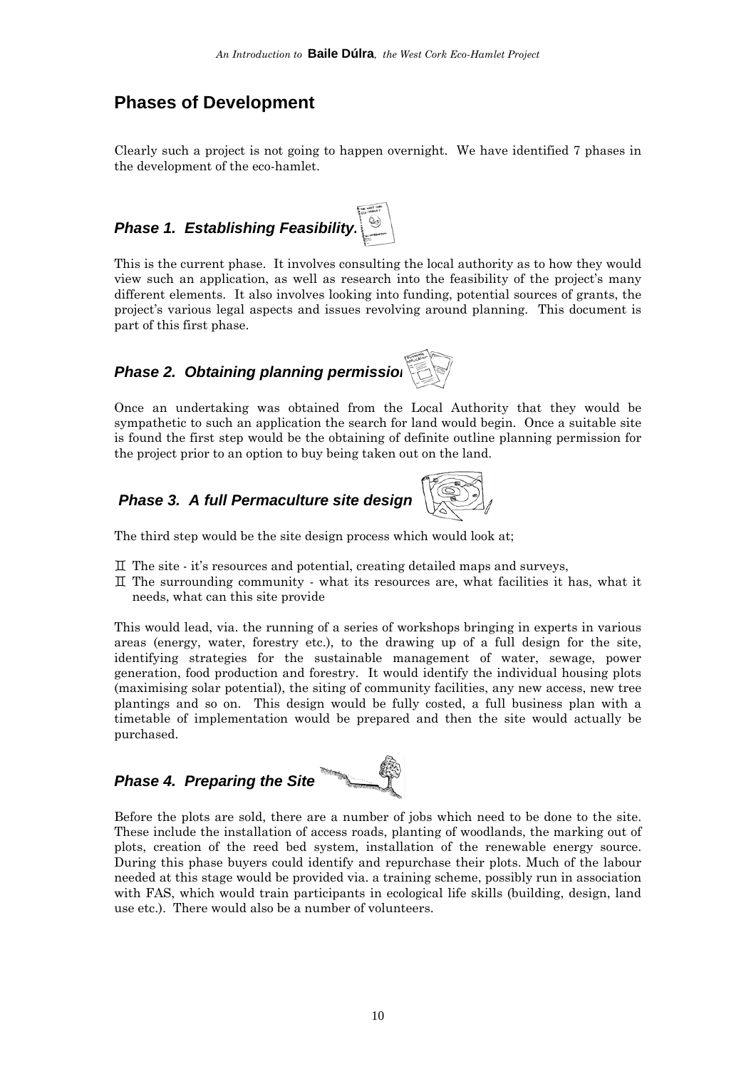## Phases of Development

Clearly such a project is not going to happen overnight. We have identified 7 phases in the development of the eco-hamlet.

### *Phase 1. Establishing Feasibility.*

This is the current phase. It involves consulting the local authority as to how they would view such an application, as well as research into the feasibility of the project's many different elements. It also involves looking into funding, potential sources of grants, the project's various legal aspects and issues revolving around planning. This document is part of this first phase.

### *Phase 2. Obtaining planning permission*

Once an undertaking was obtained from the Local Authority that they would be sympathetic to such an application the search for land would begin. Once a suitable site is found the first step would be the obtaining of definite outline planning permission for the project prior to an option to buy being taken out on the land.

### *Phase 3. A full Permaculture site design*

The third step would be the site design process which would look at;

- The site - it's resources and potential, creating detailed maps and surveys,
- The surrounding community - what its resources are, what facilities it has, what it needs, what can this site provide

This would lead, via. the running of a series of workshops bringing in experts in various areas (energy, water, forestry etc.), to the drawing up of a full design for the site, identifying strategies for the sustainable management of water, sewage, power generation, food production and forestry. It would identify the individual housing plots (maximising solar potential), the siting of community facilities, any new access, new tree plantings and so on. This design would be fully costed, a full business plan with a timetable of implementation would be prepared and then the site would actually be purchased.

### *Phase 4. Preparing the Site*

Before the plots are sold, there are a number of jobs which need to be done to the site. These include the installation of access roads, planting of woodlands, the marking out of plots, creation of the reed bed system, installation of the renewable energy source. During this phase buyers could identify and repurchase their plots. Much of the labour needed at this stage would be provided via. a training scheme, possibly run in association with FAS, which would train participants in ecological life skills (building, design, land use etc.). There would also be a number of volunteers.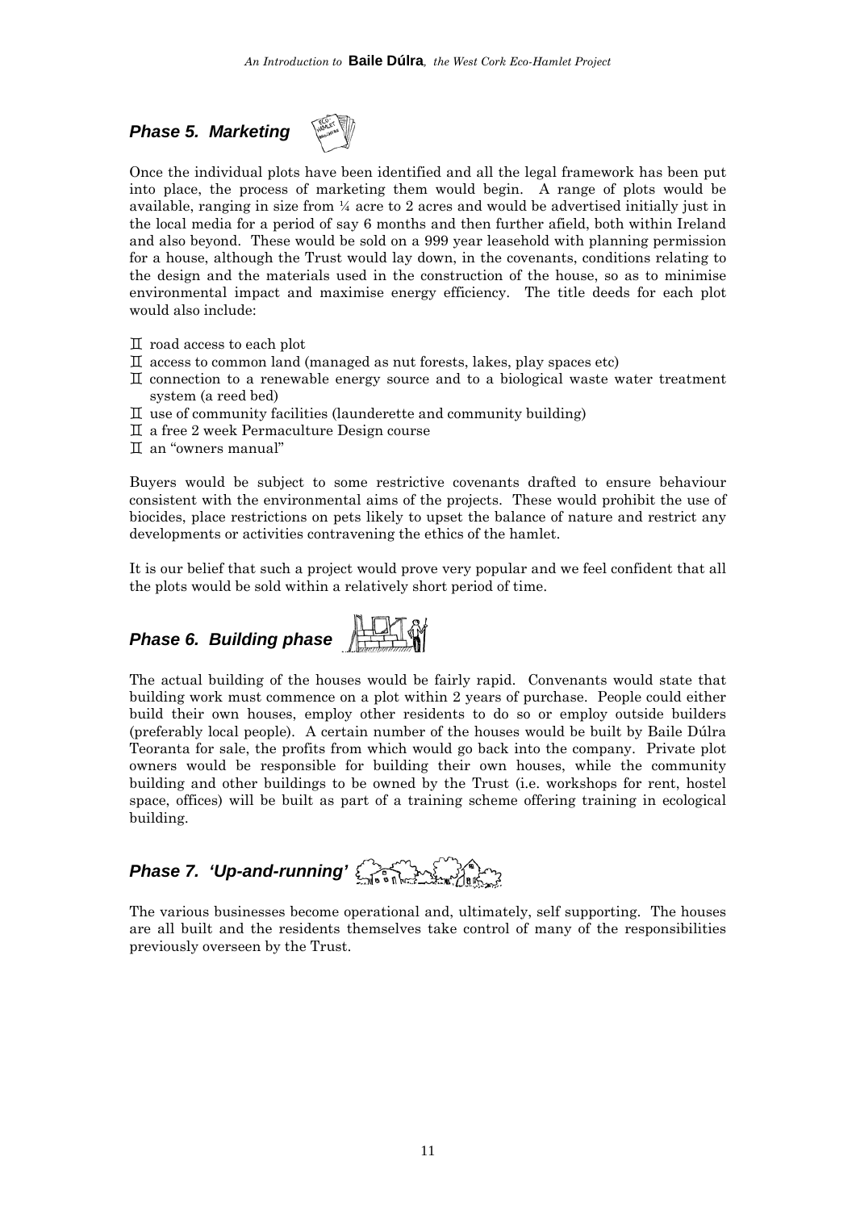### *Phase 5. Marketing*

Once the individual plots have been identified and all the legal framework has been put into place, the process of marketing them would begin. A range of plots would be available, ranging in size from ¼ acre to 2 acres and would be advertised initially just in the local media for a period of say 6 months and then further afield, both within Ireland and also beyond. These would be sold on a 999 year leasehold with planning permission for a house, although the Trust would lay down, in the covenants, conditions relating to the design and the materials used in the construction of the house, so as to minimise environmental impact and maximise energy efficiency. The title deeds for each plot would also include:

- road access to each plot
- access to common land (managed as nut forests, lakes, play spaces etc)
- connection to a renewable energy source and to a biological waste water treatment system (a reed bed)
- use of community facilities (launderette and community building)
- a free 2 week Permaculture Design course
- an "owners manual"

Buyers would be subject to some restrictive covenants drafted to ensure behaviour consistent with the environmental aims of the projects. These would prohibit the use of biocides, place restrictions on pets likely to upset the balance of nature and restrict any developments or activities contravening the ethics of the hamlet.

It is our belief that such a project would prove very popular and we feel confident that all the plots would be sold within a relatively short period of time.

### *Phase 6. Building phase*

The actual building of the houses would be fairly rapid. Convenants would state that building work must commence on a plot within 2 years of purchase. People could either build their own houses, employ other residents to do so or employ outside builders (preferably local people). A certain number of the houses would be built by Baile Dúlra Teoranta for sale, the profits from which would go back into the company. Private plot owners would be responsible for building their own houses, while the community building and other buildings to be owned by the Trust (i.e. workshops for rent, hostel space, offices) will be built as part of a training scheme offering training in ecological building.

### *Phase 7. 'Up-and-running'*

The various businesses become operational and, ultimately, self supporting. The houses are all built and the residents themselves take control of many of the responsibilities previously overseen by the Trust.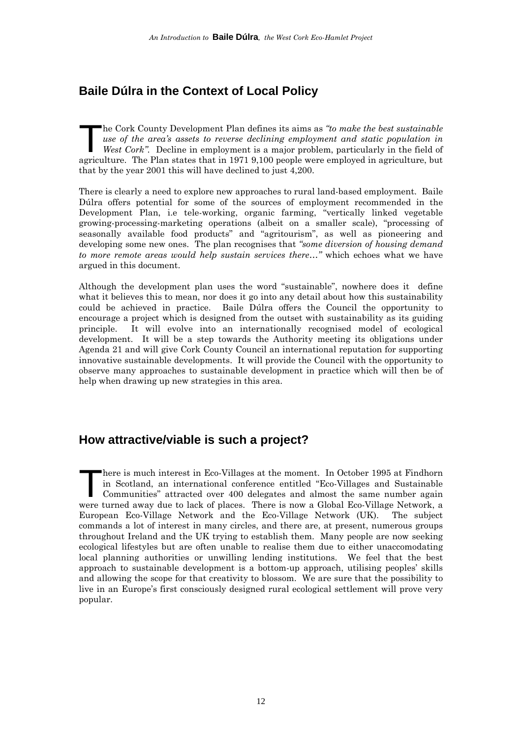## Baile Dúlra in the Context of Local Policy

The Cork County Development Plan defines its aims as *"to make the best sustainable use of the area's assets to reverse declining employment and static population in West Cork".* Decline in employment is a major problem, particularly in the field of agriculture. The Plan states that in 1971 9,100 people were employed in agriculture, but that by the year 2001 this will have declined to just 4,200.

There is clearly a need to explore new approaches to rural land-based employment. Baile Dúlra offers potential for some of the sources of employment recommended in the Development Plan, i.e tele-working, organic farming, "vertically linked vegetable growing-processing-marketing operations (albeit on a smaller scale), "processing of seasonally available food products" and "agritourism", as well as pioneering and developing some new ones. The plan recognises that *"some diversion of housing demand to more remote areas would help sustain services there…"* which echoes what we have argued in this document.

Although the development plan uses the word "sustainable", nowhere does it define what it believes this to mean, nor does it go into any detail about how this sustainability could be achieved in practice. Baile Dúlra offers the Council the opportunity to encourage a project which is designed from the outset with sustainability as its guiding principle. It will evolve into an internationally recognised model of ecological development. It will be a step towards the Authority meeting its obligations under Agenda 21 and will give Cork County Council an international reputation for supporting innovative sustainable developments. It will provide the Council with the opportunity to observe many approaches to sustainable development in practice which will then be of help when drawing up new strategies in this area.

## How attractive/viable is such a project?

There is much interest in Eco-Villages at the moment. In October 1995 at Findhorn in Scotland, an international conference entitled "Eco-Villages and Sustainable Communities" attracted over 400 delegates and almost the same number again were turned away due to lack of places. There is now a Global Eco-Village Network, a European Eco-Village Network and the Eco-Village Network (UK). The subject commands a lot of interest in many circles, and there are, at present, numerous groups throughout Ireland and the UK trying to establish them. Many people are now seeking ecological lifestyles but are often unable to realise them due to either unaccomodating local planning authorities or unwilling lending institutions. We feel that the best approach to sustainable development is a bottom-up approach, utilising peoples' skills and allowing the scope for that creativity to blossom. We are sure that the possibility to live in an Europe's first consciously designed rural ecological settlement will prove very popular.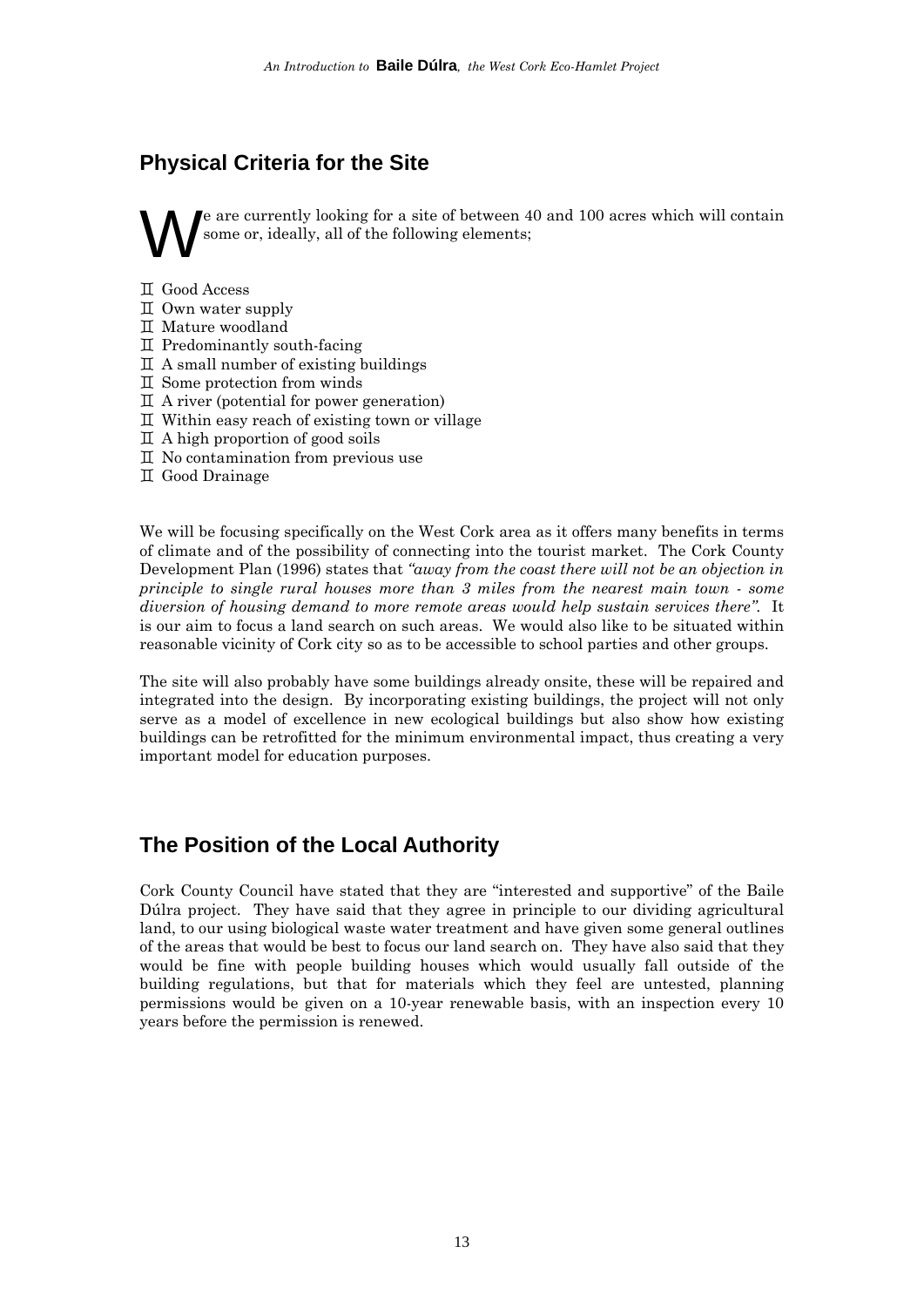## Physical Criteria for the Site

We are currently looking for a site of between 40 and 100 acres which will contain some or, ideally, all of the following elements;

- Good Access
- Own water supply
- Mature woodland
- Predominantly south-facing
- A small number of existing buildings
- Some protection from winds
- A river (potential for power generation)
- Within easy reach of existing town or village
- A high proportion of good soils
- No contamination from previous use
- Good Drainage

We will be focusing specifically on the West Cork area as it offers many benefits in terms of climate and of the possibility of connecting into the tourist market. The Cork County Development Plan (1996) states that *"away from the coast there will not be an objection in principle to single rural houses more than 3 miles from the nearest main town - some diversion of housing demand to more remote areas would help sustain services there"*. It is our aim to focus a land search on such areas. We would also like to be situated within reasonable vicinity of Cork city so as to be accessible to school parties and other groups.

The site will also probably have some buildings already onsite, these will be repaired and integrated into the design. By incorporating existing buildings, the project will not only serve as a model of excellence in new ecological buildings but also show how existing buildings can be retrofitted for the minimum environmental impact, thus creating a very important model for education purposes.

## The Position of the Local Authority

Cork County Council have stated that they are "interested and supportive" of the Baile Dúlra project. They have said that they agree in principle to our dividing agricultural land, to our using biological waste water treatment and have given some general outlines of the areas that would be best to focus our land search on. They have also said that they would be fine with people building houses which would usually fall outside of the building regulations, but that for materials which they feel are untested, planning permissions would be given on a 10-year renewable basis, with an inspection every 10 years before the permission is renewed.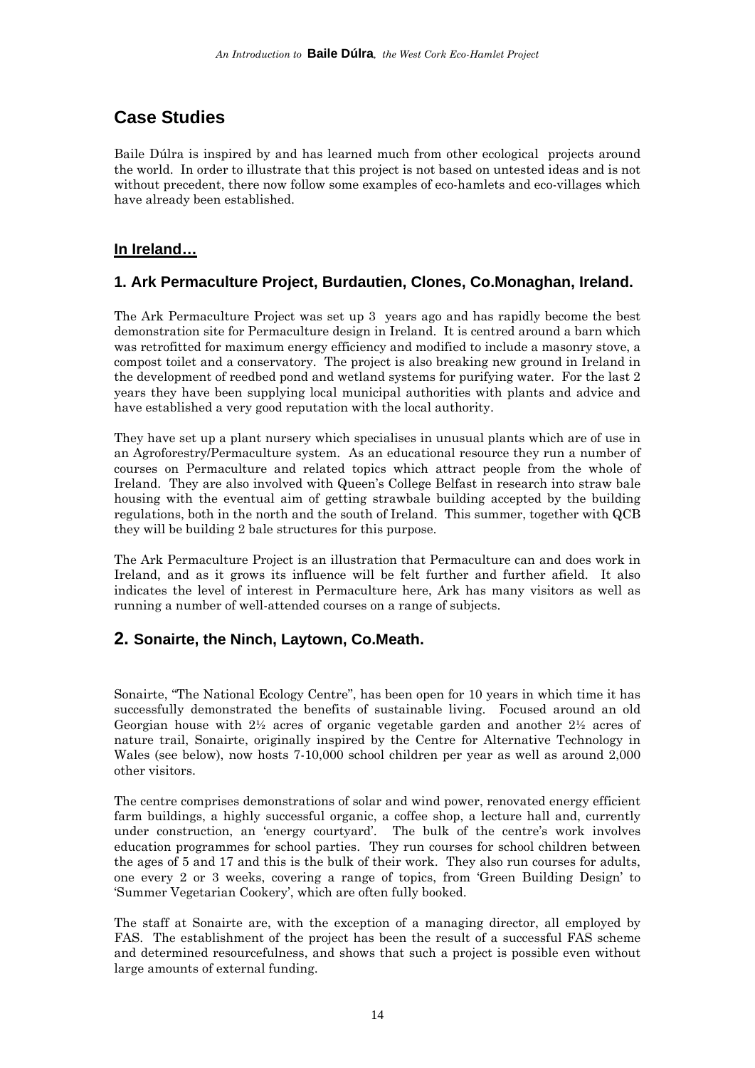## Case Studies

Baile Dúlra is inspired by and has learned much from other ecological projects around the world. In order to illustrate that this project is not based on untested ideas and is not without precedent, there now follow some examples of eco-hamlets and eco-villages which have already been established.

### **In Ireland…**

### 1. Ark Permaculture Project, Burdautien, Clones, Co.Monaghan, Ireland.

The Ark Permaculture Project was set up 3 years ago and has rapidly become the best demonstration site for Permaculture design in Ireland. It is centred around a barn which was retrofitted for maximum energy efficiency and modified to include a masonry stove, a compost toilet and a conservatory. The project is also breaking new ground in Ireland in the development of reedbed pond and wetland systems for purifying water. For the last 2 years they have been supplying local municipal authorities with plants and advice and have established a very good reputation with the local authority.

They have set up a plant nursery which specialises in unusual plants which are of use in an Agroforestry/Permaculture system. As an educational resource they run a number of courses on Permaculture and related topics which attract people from the whole of Ireland. They are also involved with Queen's College Belfast in research into straw bale housing with the eventual aim of getting strawbale building accepted by the building regulations, both in the north and the south of Ireland. This summer, together with QCB they will be building 2 bale structures for this purpose.

The Ark Permaculture Project is an illustration that Permaculture can and does work in Ireland, and as it grows its influence will be felt further and further afield. It also indicates the level of interest in Permaculture here, Ark has many visitors as well as running a number of well-attended courses on a range of subjects.

### 2. Sonairte, the Ninch, Laytown, Co.Meath.

Sonairte, "The National Ecology Centre", has been open for 10 years in which time it has successfully demonstrated the benefits of sustainable living. Focused around an old Georgian house with 2½ acres of organic vegetable garden and another 2½ acres of nature trail, Sonairte, originally inspired by the Centre for Alternative Technology in Wales (see below), now hosts 7-10,000 school children per year as well as around 2,000 other visitors.

The centre comprises demonstrations of solar and wind power, renovated energy efficient farm buildings, a highly successful organic, a coffee shop, a lecture hall and, currently under construction, an 'energy courtyard'. The bulk of the centre's work involves education programmes for school parties. They run courses for school children between the ages of 5 and 17 and this is the bulk of their work. They also run courses for adults, one every 2 or 3 weeks, covering a range of topics, from 'Green Building Design' to 'Summer Vegetarian Cookery', which are often fully booked.

The staff at Sonairte are, with the exception of a managing director, all employed by FAS. The establishment of the project has been the result of a successful FAS scheme and determined resourcefulness, and shows that such a project is possible even without large amounts of external funding.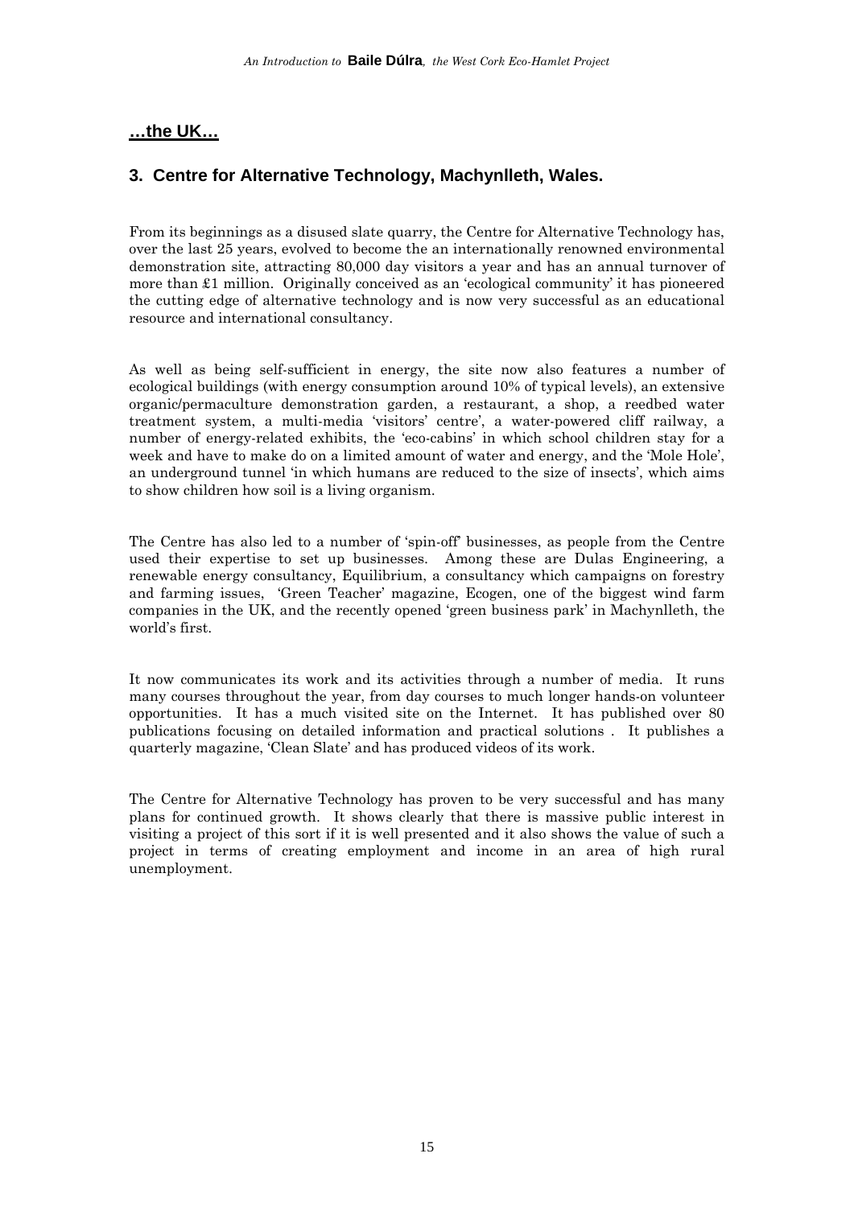## …the UK…

### 3. Centre for Alternative Technology, Machynlleth, Wales.

From its beginnings as a disused slate quarry, the Centre for Alternative Technology has, over the last 25 years, evolved to become the an internationally renowned environmental demonstration site, attracting 80,000 day visitors a year and has an annual turnover of more than £1 million. Originally conceived as an 'ecological community' it has pioneered the cutting edge of alternative technology and is now very successful as an educational resource and international consultancy.

As well as being self-sufficient in energy, the site now also features a number of ecological buildings (with energy consumption around 10% of typical levels), an extensive organic/permaculture demonstration garden, a restaurant, a shop, a reedbed water treatment system, a multi-media 'visitors' centre', a water-powered cliff railway, a number of energy-related exhibits, the 'eco-cabins' in which school children stay for a week and have to make do on a limited amount of water and energy, and the 'Mole Hole', an underground tunnel 'in which humans are reduced to the size of insects', which aims to show children how soil is a living organism.

The Centre has also led to a number of 'spin-off' businesses, as people from the Centre used their expertise to set up businesses. Among these are Dulas Engineering, a renewable energy consultancy, Equilibrium, a consultancy which campaigns on forestry and farming issues, 'Green Teacher' magazine, Ecogen, one of the biggest wind farm companies in the UK, and the recently opened 'green business park' in Machynlleth, the world's first.

It now communicates its work and its activities through a number of media. It runs many courses throughout the year, from day courses to much longer hands-on volunteer opportunities. It has a much visited site on the Internet. It has published over 80 publications focusing on detailed information and practical solutions . It publishes a quarterly magazine, 'Clean Slate' and has produced videos of its work.

The Centre for Alternative Technology has proven to be very successful and has many plans for continued growth. It shows clearly that there is massive public interest in visiting a project of this sort if it is well presented and it also shows the value of such a project in terms of creating employment and income in an area of high rural unemployment.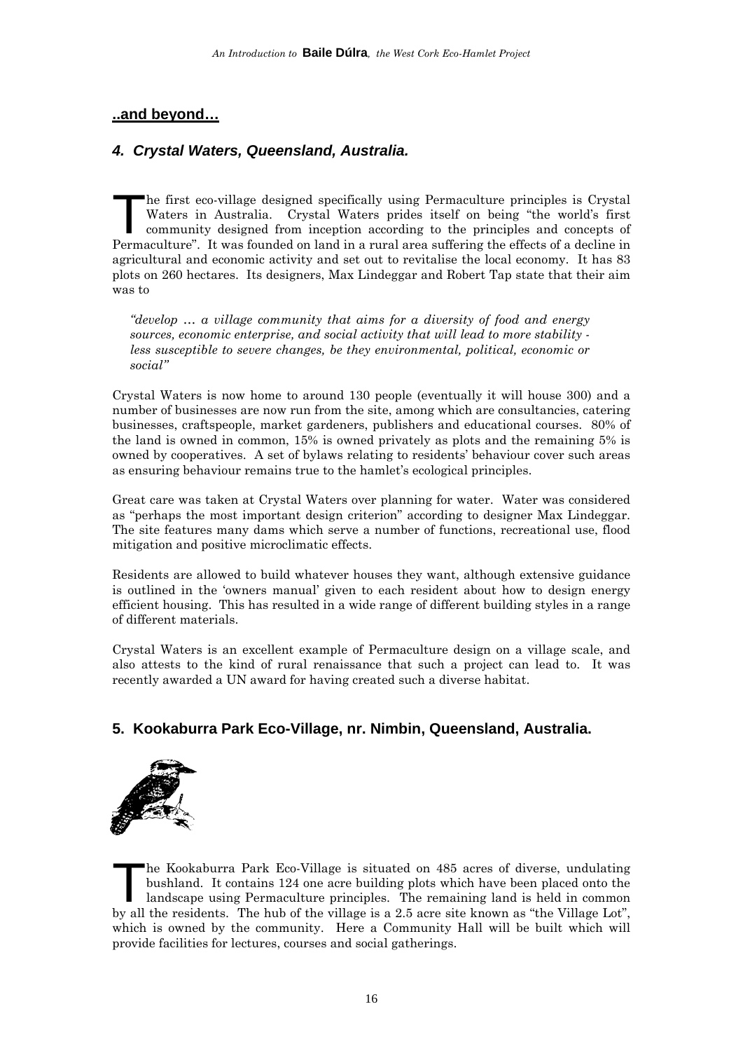**..and beyond…**

### *4. Crystal Waters, Queensland, Australia.*

The first eco-village designed specifically using Permaculture principles is Crystal Waters in Australia. Crystal Waters prides itself on being "the world's first community designed from inception according to the principles and concepts of Permaculture". It was founded on land in a rural area suffering the effects of a decline in agricultural and economic activity and set out to revitalise the local economy. It has 83 plots on 260 hectares. Its designers, Max Lindeggar and Robert Tap state that their aim was to

> *"develop … a village community that aims for a diversity of food and energy sources, economic enterprise, and social activity that will lead to more stability - less susceptible to severe changes, be they environmental, political, economic or social"*

Crystal Waters is now home to around 130 people (eventually it will house 300) and a number of businesses are now run from the site, among which are consultancies, catering businesses, craftspeople, market gardeners, publishers and educational courses. 80% of the land is owned in common, 15% is owned privately as plots and the remaining 5% is owned by cooperatives. A set of bylaws relating to residents' behaviour cover such areas as ensuring behaviour remains true to the hamlet's ecological principles.

Great care was taken at Crystal Waters over planning for water. Water was considered as "perhaps the most important design criterion" according to designer Max Lindeggar. The site features many dams which serve a number of functions, recreational use, flood mitigation and positive microclimatic effects.

Residents are allowed to build whatever houses they want, although extensive guidance is outlined in the 'owners manual' given to each resident about how to design energy efficient housing. This has resulted in a wide range of different building styles in a range of different materials.

Crystal Waters is an excellent example of Permaculture design on a village scale, and also attests to the kind of rural renaissance that such a project can lead to. It was recently awarded a UN award for having created such a diverse habitat.

### 5. Kookaburra Park Eco-Village, nr. Nimbin, Queensland, Australia.

The Kookaburra Park Eco-Village is situated on 485 acres of diverse, undulating bushland. It contains 124 one acre building plots which have been placed onto the landscape using Permaculture principles. The remaining land is held in common by all the residents. The hub of the village is a 2.5 acre site known as "the Village Lot", which is owned by the community. Here a Community Hall will be built which will provide facilities for lectures, courses and social gatherings.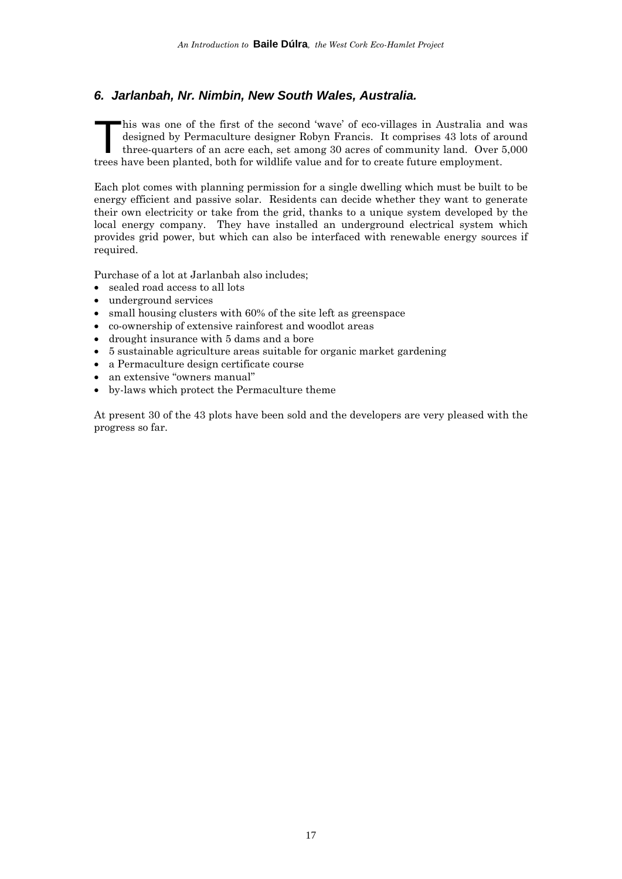## 6. Jarlanbah, Nr. Nimbin, New South Wales, Australia.

This was one of the first of the second 'wave' of eco-villages in Australia and was designed by Permaculture designer Robyn Francis. It comprises 43 lots of around three-quarters of an acre each, set among 30 acres of community land. Over 5,000 trees have been planted, both for wildlife value and for to create future employment.

Each plot comes with planning permission for a single dwelling which must be built to be energy efficient and passive solar. Residents can decide whether they want to generate their own electricity or take from the grid, thanks to a unique system developed by the local energy company. They have installed an underground electrical system which provides grid power, but which can also be interfaced with renewable energy sources if required.

Purchase of a lot at Jarlanbah also includes;

- sealed road access to all lots
- underground services
- small housing clusters with 60% of the site left as greenspace
- co-ownership of extensive rainforest and woodlot areas
- drought insurance with 5 dams and a bore
- 5 sustainable agriculture areas suitable for organic market gardening
- a Permaculture design certificate course
- an extensive "owners manual"
- by-laws which protect the Permaculture theme

At present 30 of the 43 plots have been sold and the developers are very pleased with the progress so far.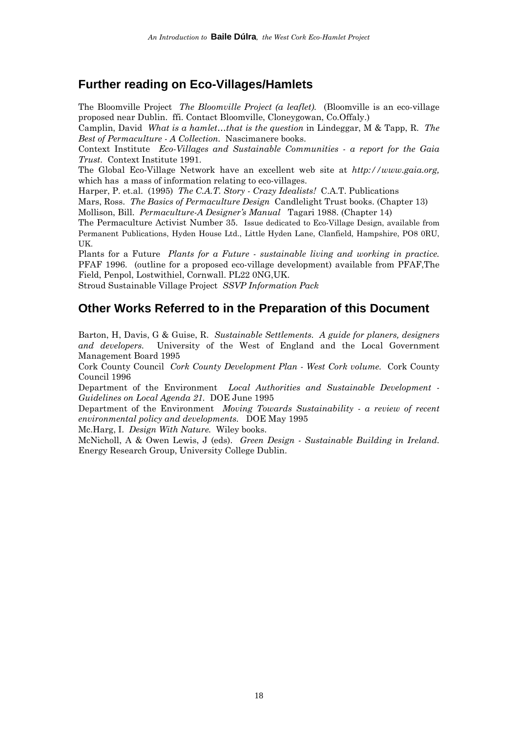## Further reading on Eco-Villages/Hamlets

The Bloomville Project *The Bloomville Project (a leaflet).* (Bloomville is an eco-village proposed near Dublin. ffi. Contact Bloomville, Cloneygowan, Co.Offaly.)

Camplin, David *What is a hamlet…that is the question* in Lindeggar, M & Tapp, R. *The Best of Permaculture - A Collection.* Nascimanere books.

Context Institute *Eco-Villages and Sustainable Communities - a report for the Gaia Trust.* Context Institute 1991.

The Global Eco-Village Network have an excellent web site at *http://www.gaia.org,* which has a mass of information relating to eco-villages.

Harper, P. et.al. (1995) *The C.A.T. Story - Crazy Idealists!* C.A.T. Publications

Mars, Ross. *The Basics of Permaculture Design* Candlelight Trust books. (Chapter 13)

Mollison, Bill. *Permaculture-A Designer's Manual* Tagari 1988. (Chapter 14)

The Permaculture Activist Number 35. Issue dedicated to Eco-Village Design, available from Permanent Publications, Hyden House Ltd., Little Hyden Lane, Clanfield, Hampshire, PO8 0RU, UK.

Plants for a Future *Plants for a Future - sustainable living and working in practice.* PFAF 1996. (outline for a proposed eco-village development) available from PFAF,The Field, Penpol, Lostwithiel, Cornwall. PL22 0NG,UK.

Stroud Sustainable Village Project *SSVP Information Pack*

## Other Works Referred to in the Preparation of this Document

Barton, H, Davis, G & Guise, R. *Sustainable Settlements. A guide for planers, designers and developers.* University of the West of England and the Local Government Management Board 1995

Cork County Council *Cork County Development Plan - West Cork volume.* Cork County Council 1996

Department of the Environment *Local Authorities and Sustainable Development - Guidelines on Local Agenda 21.* DOE June 1995

Department of the Environment *Moving Towards Sustainability - a review of recent environmental policy and developments.* DOE May 1995

Mc.Harg, I. *Design With Nature.* Wiley books.

McNicholl, A & Owen Lewis, J (eds). *Green Design - Sustainable Building in Ireland.* Energy Research Group, University College Dublin.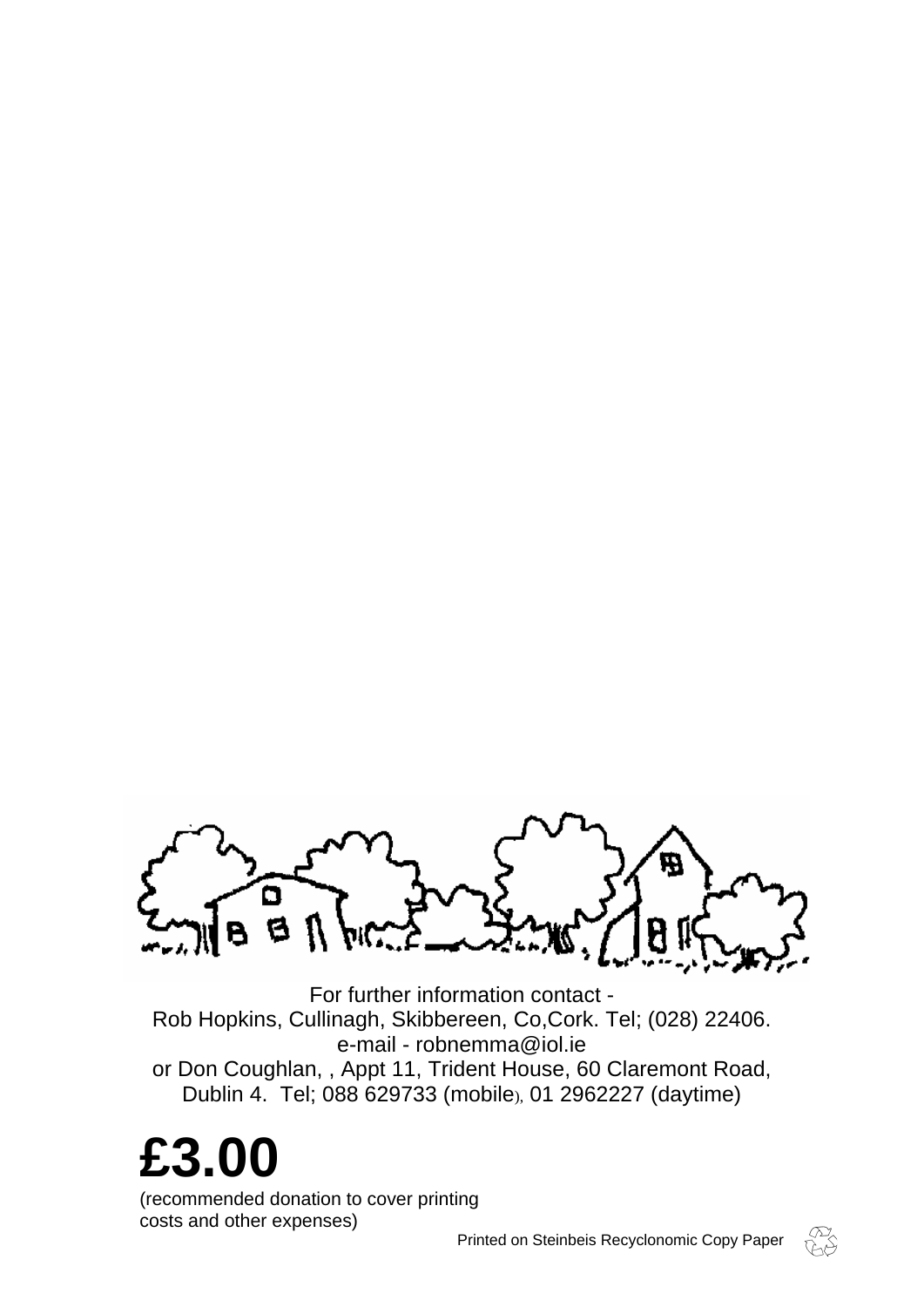For further information contact -
Rob Hopkins, Cullinagh, Skibbereen, Co,Cork. Tel; (028) 22406.
e-mail - robnemma@iol.ie
or Don Coughlan, , Appt 11, Trident House, 60 Claremont Road,
Dublin 4. Tel; 088 629733 (mobile), 01 2962227 (daytime)

# £3.00

(recommended donation to cover printing
costs and other expenses)

Printed on Steinbeis Recyclonomic Copy Paper